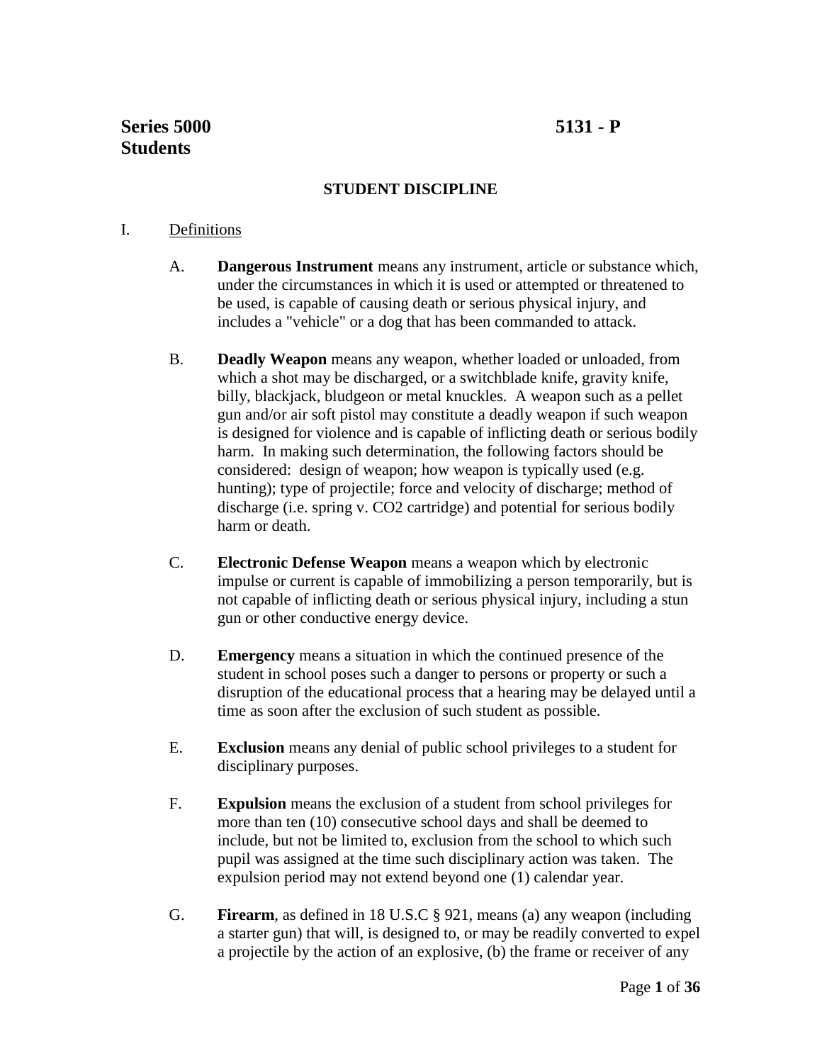**Series 5000** **5131 - P**
**Students**

## STUDENT DISCIPLINE

I. Definitions

A. **Dangerous Instrument** means any instrument, article or substance which, under the circumstances in which it is used or attempted or threatened to be used, is capable of causing death or serious physical injury, and includes a "vehicle" or a dog that has been commanded to attack.

B. **Deadly Weapon** means any weapon, whether loaded or unloaded, from which a shot may be discharged, or a switchblade knife, gravity knife, billy, blackjack, bludgeon or metal knuckles. A weapon such as a pellet gun and/or air soft pistol may constitute a deadly weapon if such weapon is designed for violence and is capable of inflicting death or serious bodily harm. In making such determination, the following factors should be considered: design of weapon; how weapon is typically used (e.g. hunting); type of projectile; force and velocity of discharge; method of discharge (i.e. spring v. CO2 cartridge) and potential for serious bodily harm or death.

C. **Electronic Defense Weapon** means a weapon which by electronic impulse or current is capable of immobilizing a person temporarily, but is not capable of inflicting death or serious physical injury, including a stun gun or other conductive energy device.

D. **Emergency** means a situation in which the continued presence of the student in school poses such a danger to persons or property or such a disruption of the educational process that a hearing may be delayed until a time as soon after the exclusion of such student as possible.

E. **Exclusion** means any denial of public school privileges to a student for disciplinary purposes.

F. **Expulsion** means the exclusion of a student from school privileges for more than ten (10) consecutive school days and shall be deemed to include, but not be limited to, exclusion from the school to which such pupil was assigned at the time such disciplinary action was taken. The expulsion period may not extend beyond one (1) calendar year.

G. **Firearm**, as defined in 18 U.S.C § 921, means (a) any weapon (including a starter gun) that will, is designed to, or may be readily converted to expel a projectile by the action of an explosive, (b) the frame or receiver of any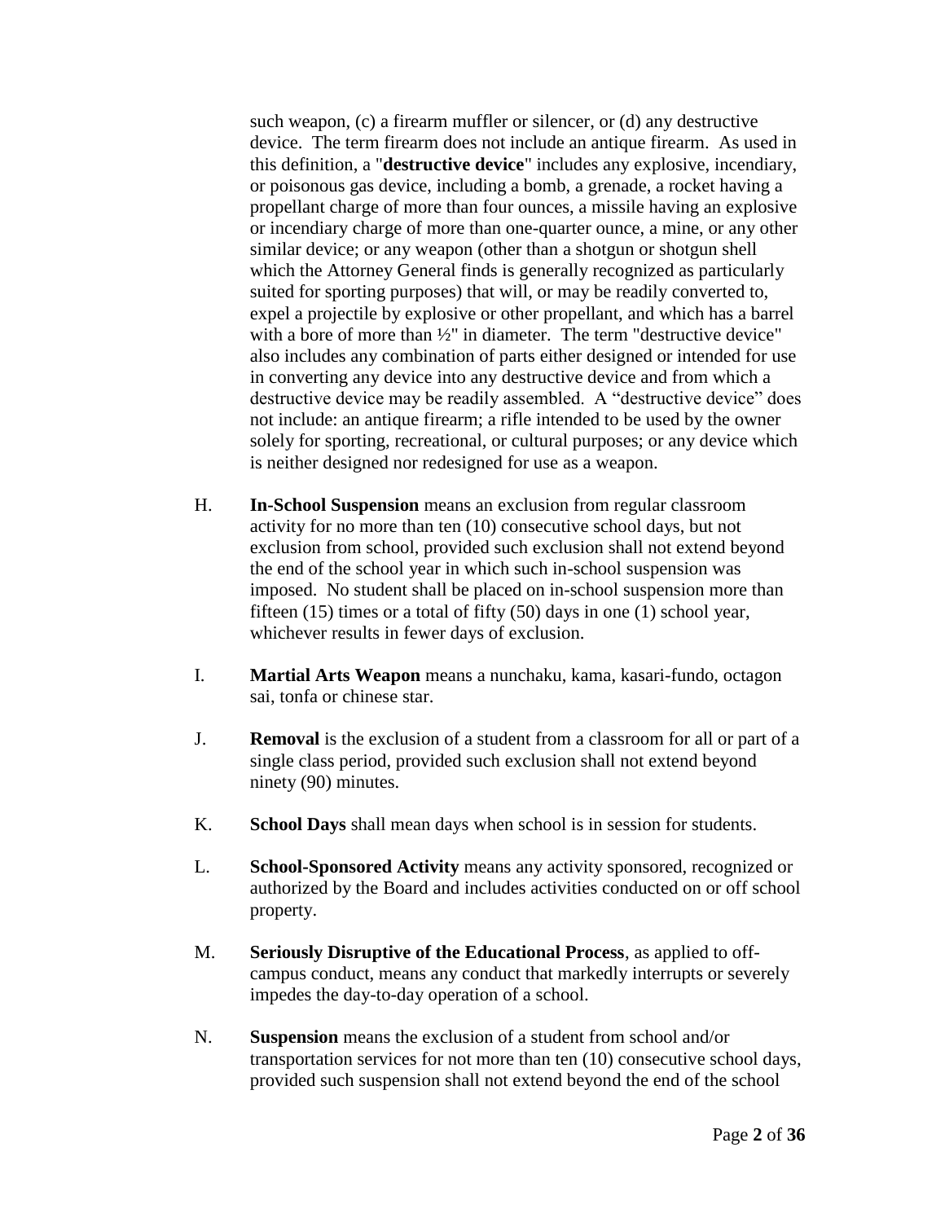such weapon, (c) a firearm muffler or silencer, or (d) any destructive device. The term firearm does not include an antique firearm. As used in this definition, a "**destructive device**" includes any explosive, incendiary, or poisonous gas device, including a bomb, a grenade, a rocket having a propellant charge of more than four ounces, a missile having an explosive or incendiary charge of more than one-quarter ounce, a mine, or any other similar device; or any weapon (other than a shotgun or shotgun shell which the Attorney General finds is generally recognized as particularly suited for sporting purposes) that will, or may be readily converted to, expel a projectile by explosive or other propellant, and which has a barrel with a bore of more than ½" in diameter. The term "destructive device" also includes any combination of parts either designed or intended for use in converting any device into any destructive device and from which a destructive device may be readily assembled. A "destructive device" does not include: an antique firearm; a rifle intended to be used by the owner solely for sporting, recreational, or cultural purposes; or any device which is neither designed nor redesigned for use as a weapon.

H. **In-School Suspension** means an exclusion from regular classroom activity for no more than ten (10) consecutive school days, but not exclusion from school, provided such exclusion shall not extend beyond the end of the school year in which such in-school suspension was imposed. No student shall be placed on in-school suspension more than fifteen (15) times or a total of fifty (50) days in one (1) school year, whichever results in fewer days of exclusion.

I. **Martial Arts Weapon** means a nunchaku, kama, kasari-fundo, octagon sai, tonfa or chinese star.

J. **Removal** is the exclusion of a student from a classroom for all or part of a single class period, provided such exclusion shall not extend beyond ninety (90) minutes.

K. **School Days** shall mean days when school is in session for students.

L. **School-Sponsored Activity** means any activity sponsored, recognized or authorized by the Board and includes activities conducted on or off school property.

M. **Seriously Disruptive of the Educational Process**, as applied to off-campus conduct, means any conduct that markedly interrupts or severely impedes the day-to-day operation of a school.

N. **Suspension** means the exclusion of a student from school and/or transportation services for not more than ten (10) consecutive school days, provided such suspension shall not extend beyond the end of the school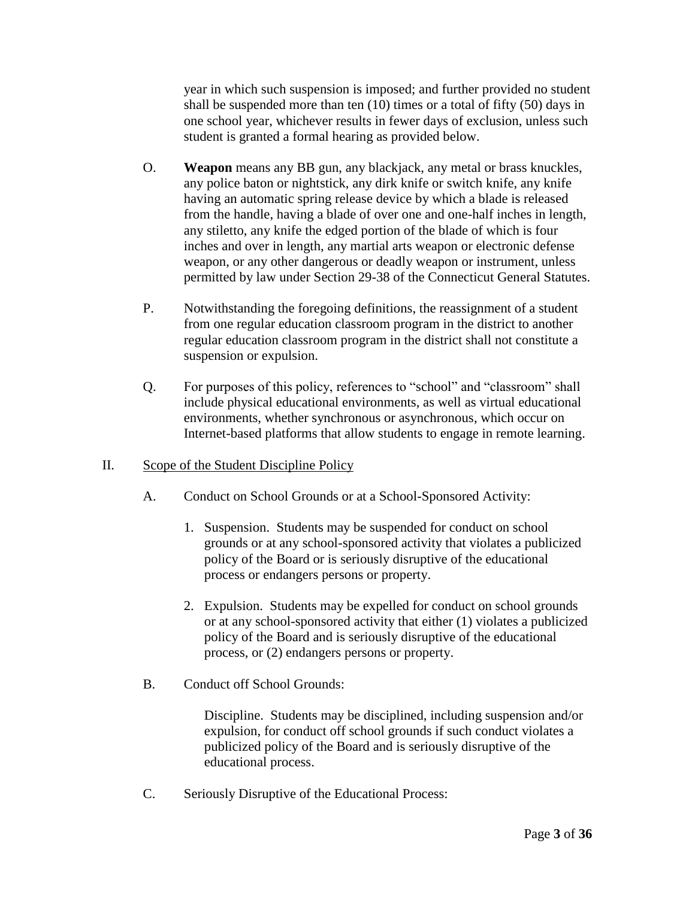year in which such suspension is imposed; and further provided no student shall be suspended more than ten (10) times or a total of fifty (50) days in one school year, whichever results in fewer days of exclusion, unless such student is granted a formal hearing as provided below.

O. **Weapon** means any BB gun, any blackjack, any metal or brass knuckles, any police baton or nightstick, any dirk knife or switch knife, any knife having an automatic spring release device by which a blade is released from the handle, having a blade of over one and one-half inches in length, any stiletto, any knife the edged portion of the blade of which is four inches and over in length, any martial arts weapon or electronic defense weapon, or any other dangerous or deadly weapon or instrument, unless permitted by law under Section 29-38 of the Connecticut General Statutes.

P. Notwithstanding the foregoing definitions, the reassignment of a student from one regular education classroom program in the district to another regular education classroom program in the district shall not constitute a suspension or expulsion.

Q. For purposes of this policy, references to "school" and "classroom" shall include physical educational environments, as well as virtual educational environments, whether synchronous or asynchronous, which occur on Internet-based platforms that allow students to engage in remote learning.

## II. Scope of the Student Discipline Policy

A. Conduct on School Grounds or at a School-Sponsored Activity:

1. Suspension. Students may be suspended for conduct on school grounds or at any school-sponsored activity that violates a publicized policy of the Board or is seriously disruptive of the educational process or endangers persons or property.

2. Expulsion. Students may be expelled for conduct on school grounds or at any school-sponsored activity that either (1) violates a publicized policy of the Board and is seriously disruptive of the educational process, or (2) endangers persons or property.

B. Conduct off School Grounds:

Discipline. Students may be disciplined, including suspension and/or expulsion, for conduct off school grounds if such conduct violates a publicized policy of the Board and is seriously disruptive of the educational process.

C. Seriously Disruptive of the Educational Process: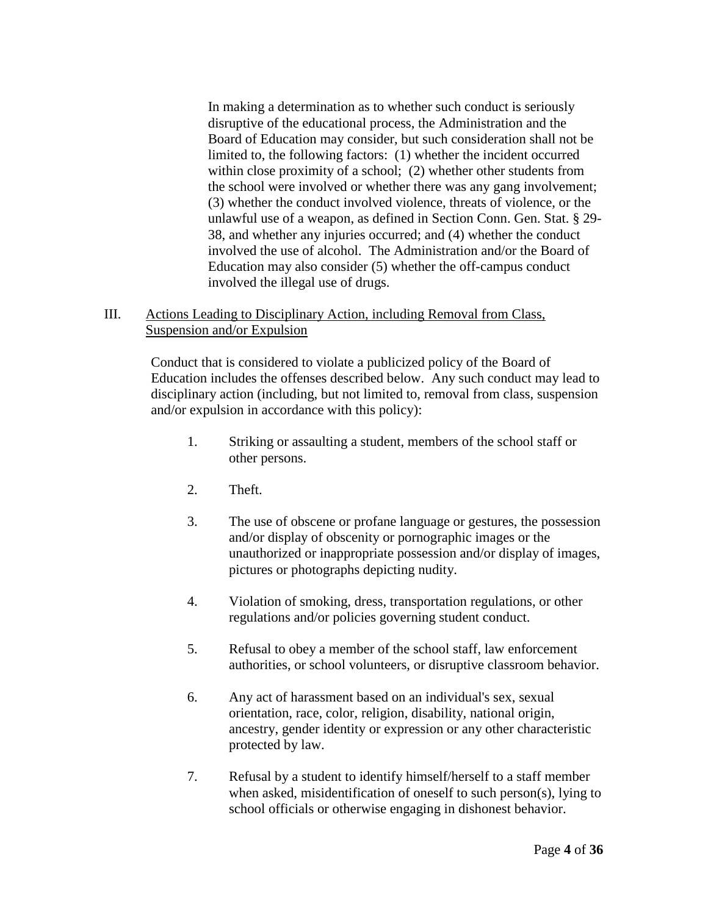In making a determination as to whether such conduct is seriously disruptive of the educational process, the Administration and the Board of Education may consider, but such consideration shall not be limited to, the following factors: (1) whether the incident occurred within close proximity of a school; (2) whether other students from the school were involved or whether there was any gang involvement; (3) whether the conduct involved violence, threats of violence, or the unlawful use of a weapon, as defined in Section Conn. Gen. Stat. § 29-38, and whether any injuries occurred; and (4) whether the conduct involved the use of alcohol. The Administration and/or the Board of Education may also consider (5) whether the off-campus conduct involved the illegal use of drugs.

III. Actions Leading to Disciplinary Action, including Removal from Class, Suspension and/or Expulsion

Conduct that is considered to violate a publicized policy of the Board of Education includes the offenses described below. Any such conduct may lead to disciplinary action (including, but not limited to, removal from class, suspension and/or expulsion in accordance with this policy):

1. Striking or assaulting a student, members of the school staff or other persons.

2. Theft.

3. The use of obscene or profane language or gestures, the possession and/or display of obscenity or pornographic images or the unauthorized or inappropriate possession and/or display of images, pictures or photographs depicting nudity.

4. Violation of smoking, dress, transportation regulations, or other regulations and/or policies governing student conduct.

5. Refusal to obey a member of the school staff, law enforcement authorities, or school volunteers, or disruptive classroom behavior.

6. Any act of harassment based on an individual's sex, sexual orientation, race, color, religion, disability, national origin, ancestry, gender identity or expression or any other characteristic protected by law.

7. Refusal by a student to identify himself/herself to a staff member when asked, misidentification of oneself to such person(s), lying to school officials or otherwise engaging in dishonest behavior.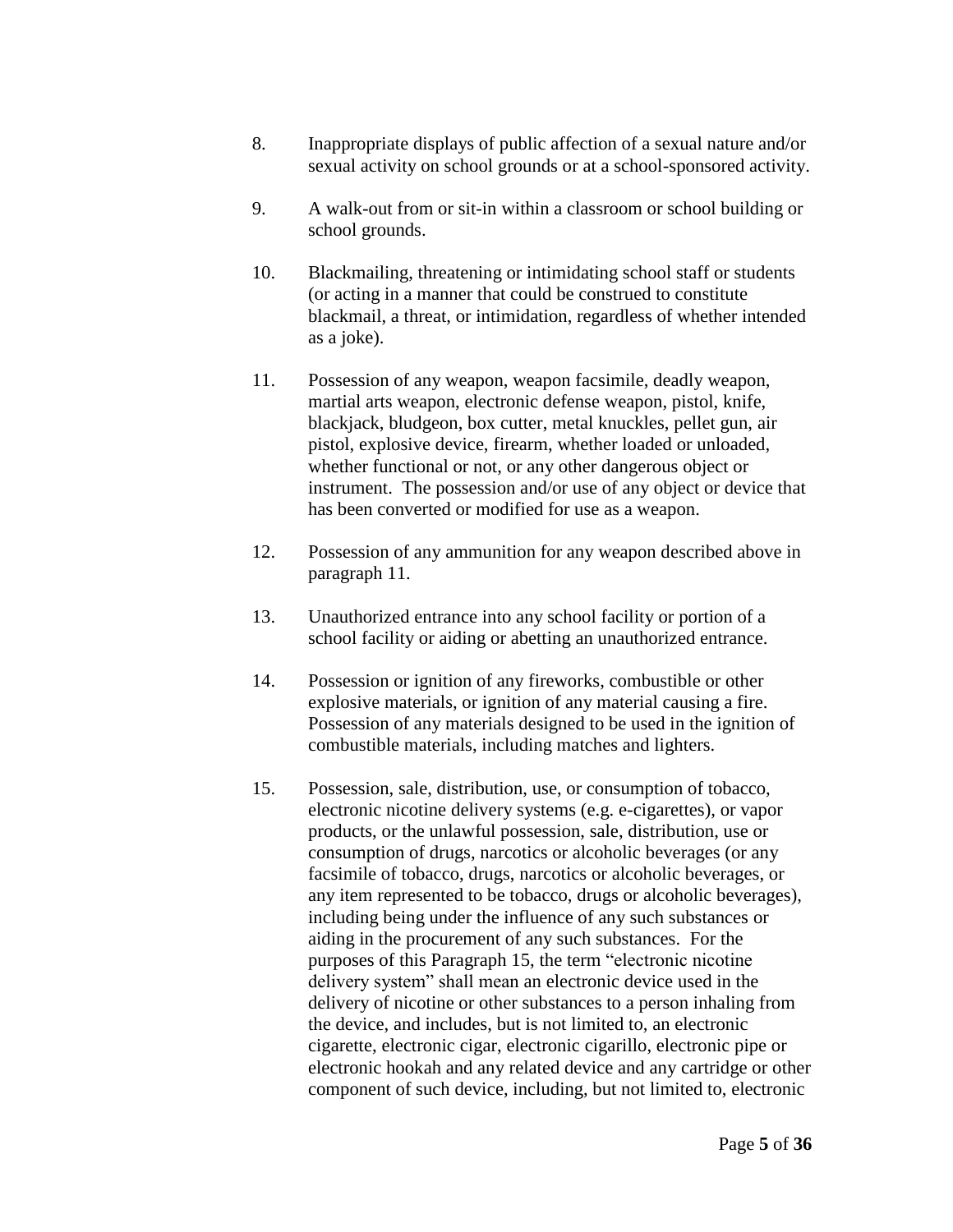8. Inappropriate displays of public affection of a sexual nature and/or sexual activity on school grounds or at a school-sponsored activity.

9. A walk-out from or sit-in within a classroom or school building or school grounds.

10. Blackmailing, threatening or intimidating school staff or students (or acting in a manner that could be construed to constitute blackmail, a threat, or intimidation, regardless of whether intended as a joke).

11. Possession of any weapon, weapon facsimile, deadly weapon, martial arts weapon, electronic defense weapon, pistol, knife, blackjack, bludgeon, box cutter, metal knuckles, pellet gun, air pistol, explosive device, firearm, whether loaded or unloaded, whether functional or not, or any other dangerous object or instrument. The possession and/or use of any object or device that has been converted or modified for use as a weapon.

12. Possession of any ammunition for any weapon described above in paragraph 11.

13. Unauthorized entrance into any school facility or portion of a school facility or aiding or abetting an unauthorized entrance.

14. Possession or ignition of any fireworks, combustible or other explosive materials, or ignition of any material causing a fire. Possession of any materials designed to be used in the ignition of combustible materials, including matches and lighters.

15. Possession, sale, distribution, use, or consumption of tobacco, electronic nicotine delivery systems (e.g. e-cigarettes), or vapor products, or the unlawful possession, sale, distribution, use or consumption of drugs, narcotics or alcoholic beverages (or any facsimile of tobacco, drugs, narcotics or alcoholic beverages, or any item represented to be tobacco, drugs or alcoholic beverages), including being under the influence of any such substances or aiding in the procurement of any such substances. For the purposes of this Paragraph 15, the term "electronic nicotine delivery system" shall mean an electronic device used in the delivery of nicotine or other substances to a person inhaling from the device, and includes, but is not limited to, an electronic cigarette, electronic cigar, electronic cigarillo, electronic pipe or electronic hookah and any related device and any cartridge or other component of such device, including, but not limited to, electronic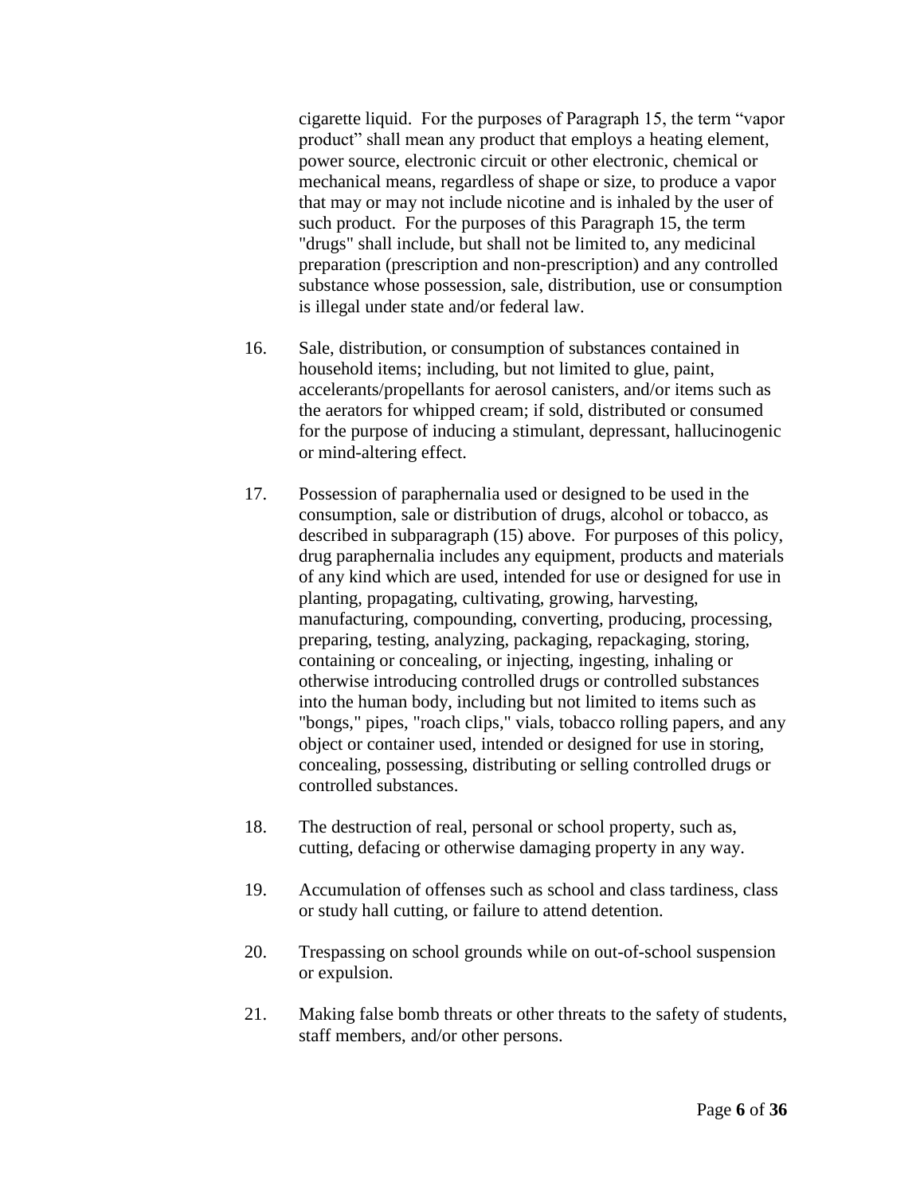cigarette liquid. For the purposes of Paragraph 15, the term "vapor product" shall mean any product that employs a heating element, power source, electronic circuit or other electronic, chemical or mechanical means, regardless of shape or size, to produce a vapor that may or may not include nicotine and is inhaled by the user of such product. For the purposes of this Paragraph 15, the term "drugs" shall include, but shall not be limited to, any medicinal preparation (prescription and non-prescription) and any controlled substance whose possession, sale, distribution, use or consumption is illegal under state and/or federal law.

16. Sale, distribution, or consumption of substances contained in household items; including, but not limited to glue, paint, accelerants/propellants for aerosol canisters, and/or items such as the aerators for whipped cream; if sold, distributed or consumed for the purpose of inducing a stimulant, depressant, hallucinogenic or mind-altering effect.

17. Possession of paraphernalia used or designed to be used in the consumption, sale or distribution of drugs, alcohol or tobacco, as described in subparagraph (15) above. For purposes of this policy, drug paraphernalia includes any equipment, products and materials of any kind which are used, intended for use or designed for use in planting, propagating, cultivating, growing, harvesting, manufacturing, compounding, converting, producing, processing, preparing, testing, analyzing, packaging, repackaging, storing, containing or concealing, or injecting, ingesting, inhaling or otherwise introducing controlled drugs or controlled substances into the human body, including but not limited to items such as "bongs," pipes, "roach clips," vials, tobacco rolling papers, and any object or container used, intended or designed for use in storing, concealing, possessing, distributing or selling controlled drugs or controlled substances.

18. The destruction of real, personal or school property, such as, cutting, defacing or otherwise damaging property in any way.

19. Accumulation of offenses such as school and class tardiness, class or study hall cutting, or failure to attend detention.

20. Trespassing on school grounds while on out-of-school suspension or expulsion.

21. Making false bomb threats or other threats to the safety of students, staff members, and/or other persons.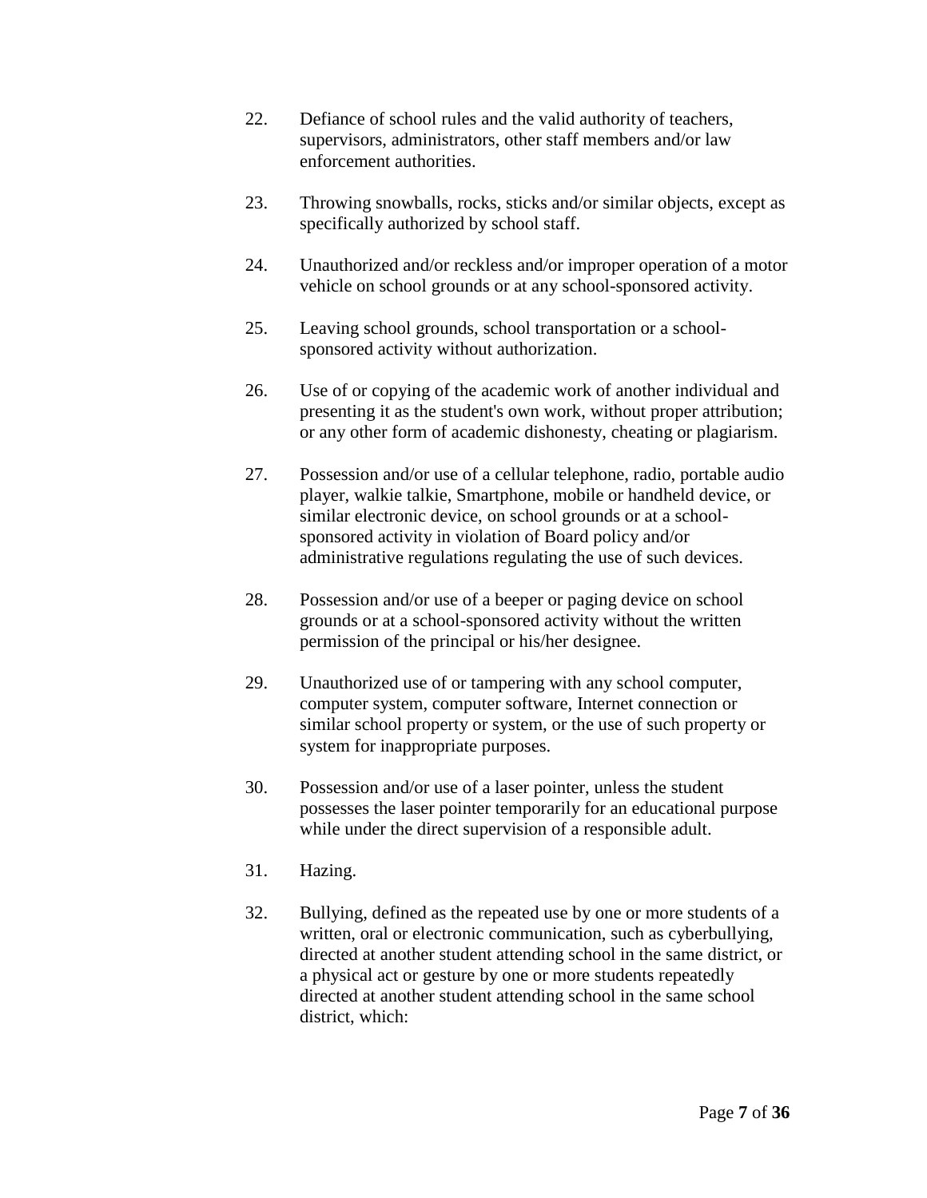22. Defiance of school rules and the valid authority of teachers, supervisors, administrators, other staff members and/or law enforcement authorities.

23. Throwing snowballs, rocks, sticks and/or similar objects, except as specifically authorized by school staff.

24. Unauthorized and/or reckless and/or improper operation of a motor vehicle on school grounds or at any school-sponsored activity.

25. Leaving school grounds, school transportation or a school-sponsored activity without authorization.

26. Use of or copying of the academic work of another individual and presenting it as the student's own work, without proper attribution; or any other form of academic dishonesty, cheating or plagiarism.

27. Possession and/or use of a cellular telephone, radio, portable audio player, walkie talkie, Smartphone, mobile or handheld device, or similar electronic device, on school grounds or at a school-sponsored activity in violation of Board policy and/or administrative regulations regulating the use of such devices.

28. Possession and/or use of a beeper or paging device on school grounds or at a school-sponsored activity without the written permission of the principal or his/her designee.

29. Unauthorized use of or tampering with any school computer, computer system, computer software, Internet connection or similar school property or system, or the use of such property or system for inappropriate purposes.

30. Possession and/or use of a laser pointer, unless the student possesses the laser pointer temporarily for an educational purpose while under the direct supervision of a responsible adult.

31. Hazing.

32. Bullying, defined as the repeated use by one or more students of a written, oral or electronic communication, such as cyberbullying, directed at another student attending school in the same district, or a physical act or gesture by one or more students repeatedly directed at another student attending school in the same school district, which: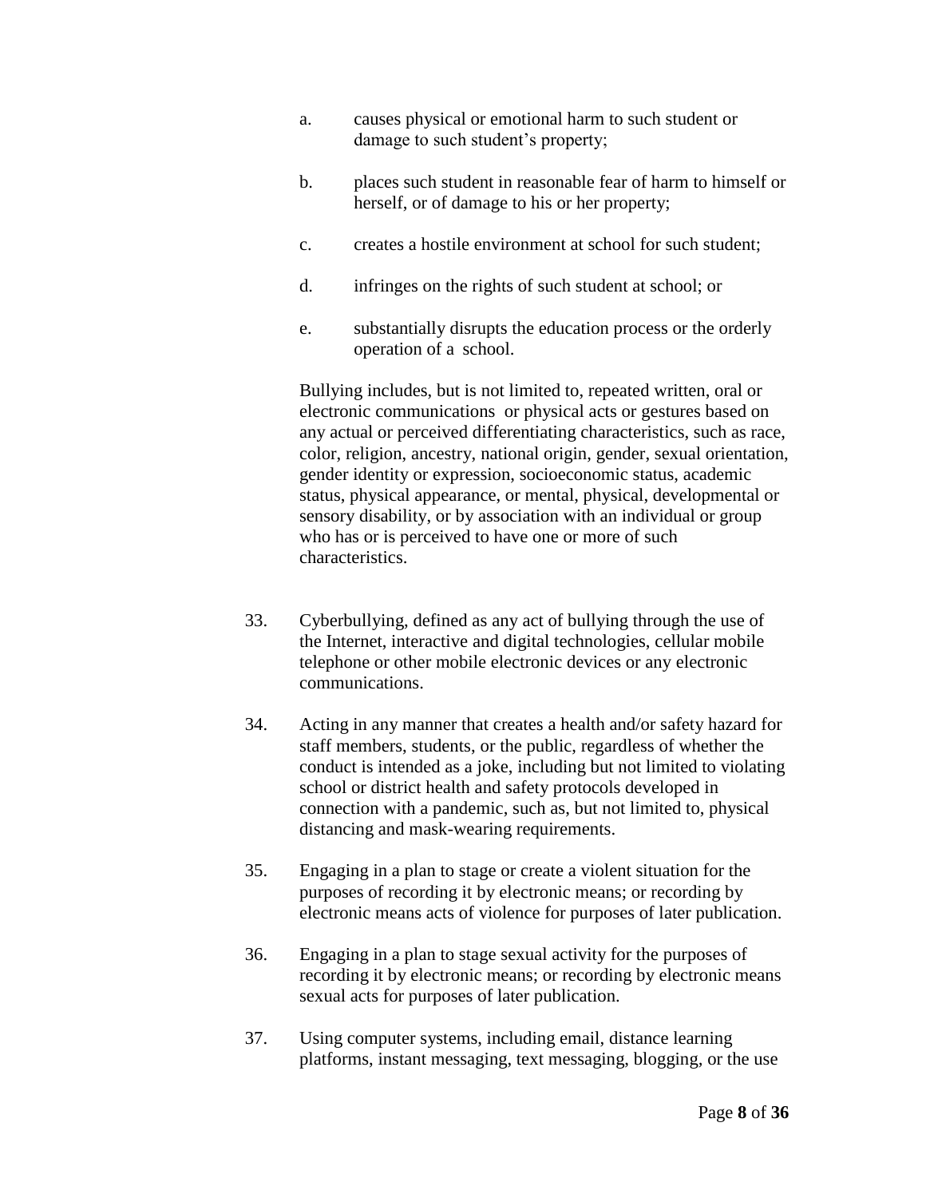a. causes physical or emotional harm to such student or damage to such student's property;

b. places such student in reasonable fear of harm to himself or herself, or of damage to his or her property;

c. creates a hostile environment at school for such student;

d. infringes on the rights of such student at school; or

e. substantially disrupts the education process or the orderly operation of a school.

Bullying includes, but is not limited to, repeated written, oral or electronic communications or physical acts or gestures based on any actual or perceived differentiating characteristics, such as race, color, religion, ancestry, national origin, gender, sexual orientation, gender identity or expression, socioeconomic status, academic status, physical appearance, or mental, physical, developmental or sensory disability, or by association with an individual or group who has or is perceived to have one or more of such characteristics.

33. Cyberbullying, defined as any act of bullying through the use of the Internet, interactive and digital technologies, cellular mobile telephone or other mobile electronic devices or any electronic communications.

34. Acting in any manner that creates a health and/or safety hazard for staff members, students, or the public, regardless of whether the conduct is intended as a joke, including but not limited to violating school or district health and safety protocols developed in connection with a pandemic, such as, but not limited to, physical distancing and mask-wearing requirements.

35. Engaging in a plan to stage or create a violent situation for the purposes of recording it by electronic means; or recording by electronic means acts of violence for purposes of later publication.

36. Engaging in a plan to stage sexual activity for the purposes of recording it by electronic means; or recording by electronic means sexual acts for purposes of later publication.

37. Using computer systems, including email, distance learning platforms, instant messaging, text messaging, blogging, or the use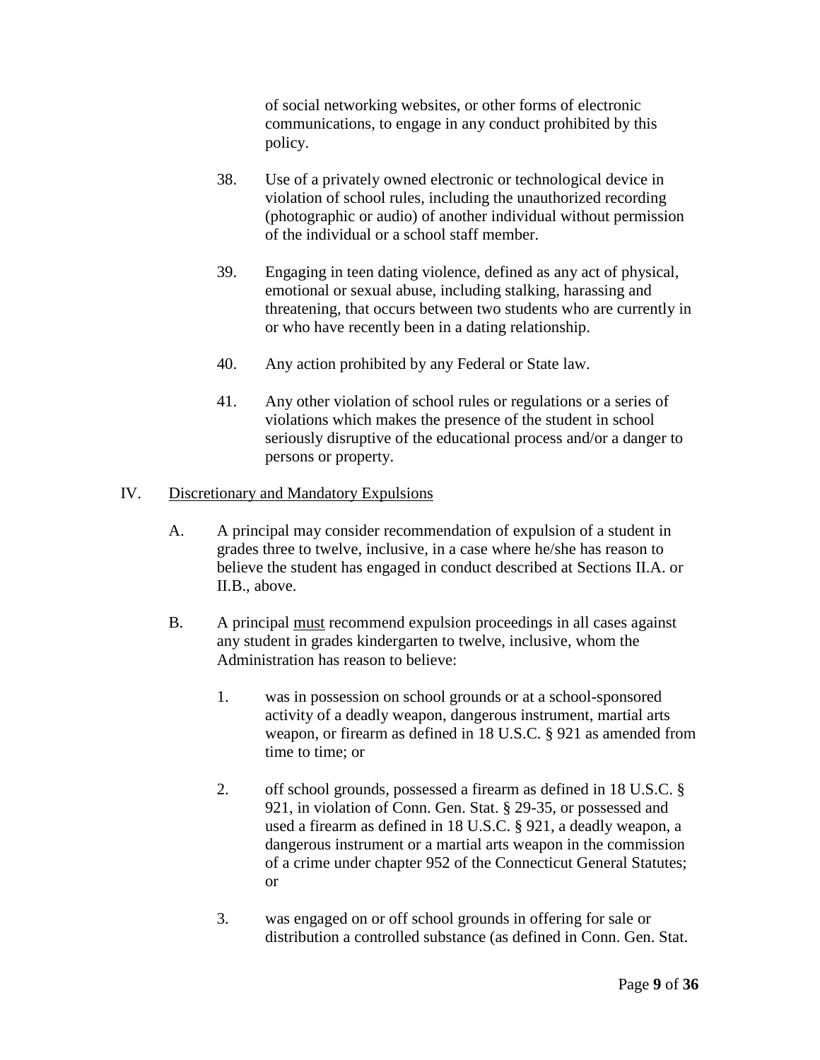of social networking websites, or other forms of electronic communications, to engage in any conduct prohibited by this policy.

38. Use of a privately owned electronic or technological device in violation of school rules, including the unauthorized recording (photographic or audio) of another individual without permission of the individual or a school staff member.

39. Engaging in teen dating violence, defined as any act of physical, emotional or sexual abuse, including stalking, harassing and threatening, that occurs between two students who are currently in or who have recently been in a dating relationship.

40. Any action prohibited by any Federal or State law.

41. Any other violation of school rules or regulations or a series of violations which makes the presence of the student in school seriously disruptive of the educational process and/or a danger to persons or property.

IV. <u>Discretionary and Mandatory Expulsions</u>

A. A principal may consider recommendation of expulsion of a student in grades three to twelve, inclusive, in a case where he/she has reason to believe the student has engaged in conduct described at Sections II.A. or II.B., above.

B. A principal <u>must</u> recommend expulsion proceedings in all cases against any student in grades kindergarten to twelve, inclusive, whom the Administration has reason to believe:

1. was in possession on school grounds or at a school-sponsored activity of a deadly weapon, dangerous instrument, martial arts weapon, or firearm as defined in 18 U.S.C. § 921 as amended from time to time; or

2. off school grounds, possessed a firearm as defined in 18 U.S.C. § 921, in violation of Conn. Gen. Stat. § 29-35, or possessed and used a firearm as defined in 18 U.S.C. § 921, a deadly weapon, a dangerous instrument or a martial arts weapon in the commission of a crime under chapter 952 of the Connecticut General Statutes; or

3. was engaged on or off school grounds in offering for sale or distribution a controlled substance (as defined in Conn. Gen. Stat.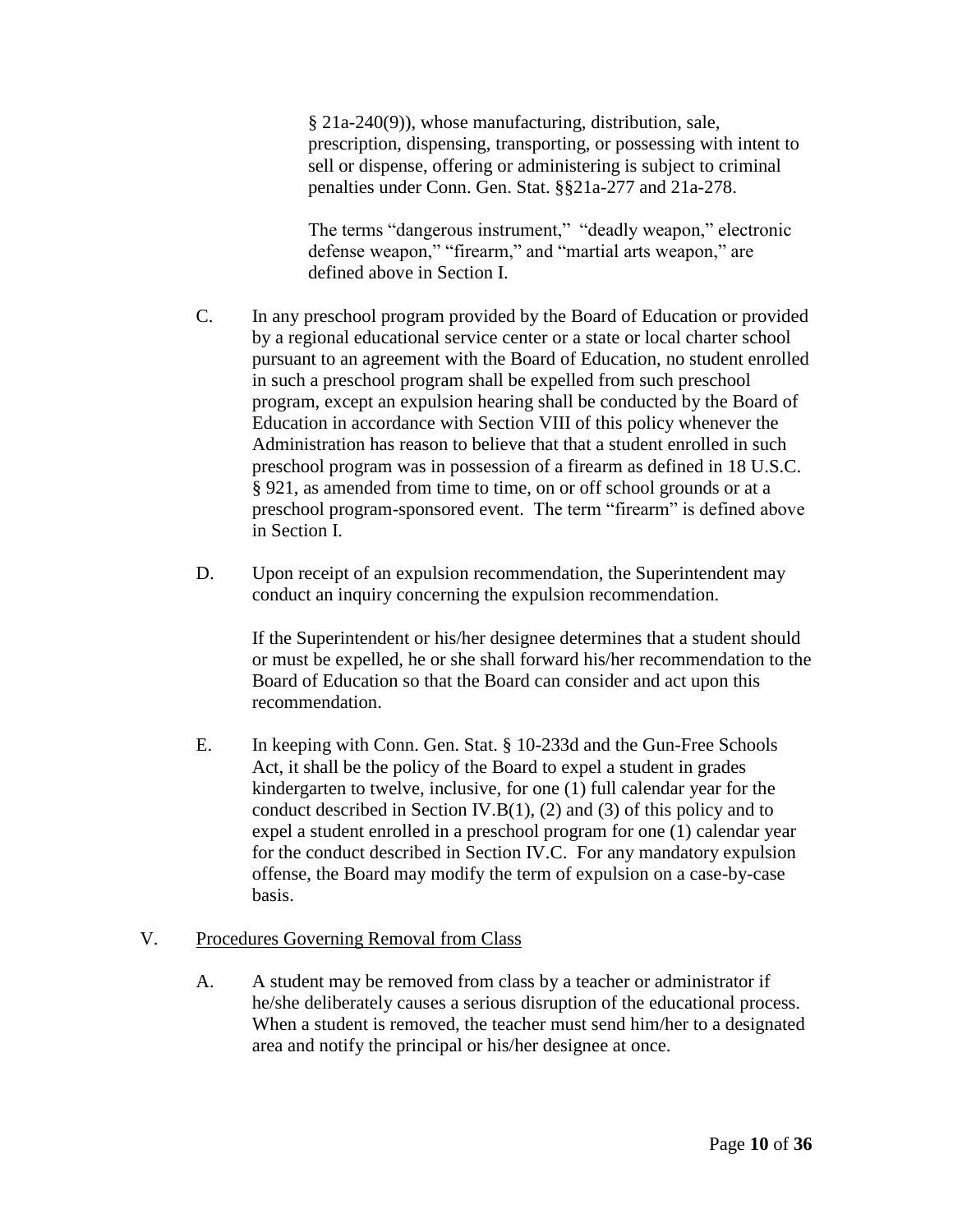§ 21a-240(9)), whose manufacturing, distribution, sale, prescription, dispensing, transporting, or possessing with intent to sell or dispense, offering or administering is subject to criminal penalties under Conn. Gen. Stat. §§21a-277 and 21a-278.

The terms "dangerous instrument," "deadly weapon," electronic defense weapon," "firearm," and "martial arts weapon," are defined above in Section I.

C. In any preschool program provided by the Board of Education or provided by a regional educational service center or a state or local charter school pursuant to an agreement with the Board of Education, no student enrolled in such a preschool program shall be expelled from such preschool program, except an expulsion hearing shall be conducted by the Board of Education in accordance with Section VIII of this policy whenever the Administration has reason to believe that that a student enrolled in such preschool program was in possession of a firearm as defined in 18 U.S.C. § 921, as amended from time to time, on or off school grounds or at a preschool program-sponsored event. The term "firearm" is defined above in Section I.

D. Upon receipt of an expulsion recommendation, the Superintendent may conduct an inquiry concerning the expulsion recommendation.

If the Superintendent or his/her designee determines that a student should or must be expelled, he or she shall forward his/her recommendation to the Board of Education so that the Board can consider and act upon this recommendation.

E. In keeping with Conn. Gen. Stat. § 10-233d and the Gun-Free Schools Act, it shall be the policy of the Board to expel a student in grades kindergarten to twelve, inclusive, for one (1) full calendar year for the conduct described in Section IV.B(1), (2) and (3) of this policy and to expel a student enrolled in a preschool program for one (1) calendar year for the conduct described in Section IV.C. For any mandatory expulsion offense, the Board may modify the term of expulsion on a case-by-case basis.

V. <u>Procedures Governing Removal from Class</u>

A. A student may be removed from class by a teacher or administrator if he/she deliberately causes a serious disruption of the educational process. When a student is removed, the teacher must send him/her to a designated area and notify the principal or his/her designee at once.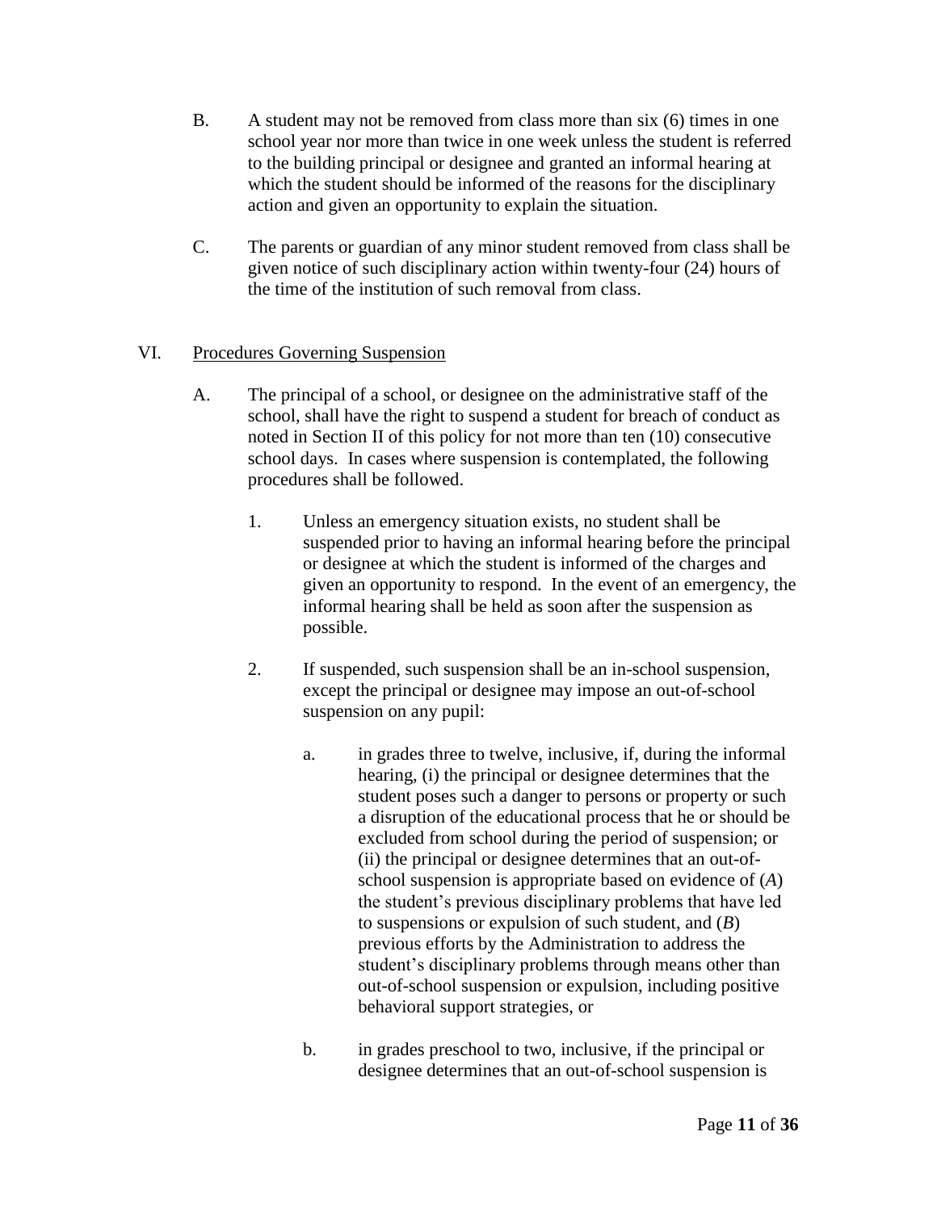B. A student may not be removed from class more than six (6) times in one school year nor more than twice in one week unless the student is referred to the building principal or designee and granted an informal hearing at which the student should be informed of the reasons for the disciplinary action and given an opportunity to explain the situation.

C. The parents or guardian of any minor student removed from class shall be given notice of such disciplinary action within twenty-four (24) hours of the time of the institution of such removal from class.

VI. Procedures Governing Suspension

A. The principal of a school, or designee on the administrative staff of the school, shall have the right to suspend a student for breach of conduct as noted in Section II of this policy for not more than ten (10) consecutive school days. In cases where suspension is contemplated, the following procedures shall be followed.

1. Unless an emergency situation exists, no student shall be suspended prior to having an informal hearing before the principal or designee at which the student is informed of the charges and given an opportunity to respond. In the event of an emergency, the informal hearing shall be held as soon after the suspension as possible.

2. If suspended, such suspension shall be an in-school suspension, except the principal or designee may impose an out-of-school suspension on any pupil:

a. in grades three to twelve, inclusive, if, during the informal hearing, (i) the principal or designee determines that the student poses such a danger to persons or property or such a disruption of the educational process that he or should be excluded from school during the period of suspension; or (ii) the principal or designee determines that an out-of-school suspension is appropriate based on evidence of (*A*) the student's previous disciplinary problems that have led to suspensions or expulsion of such student, and (*B*) previous efforts by the Administration to address the student's disciplinary problems through means other than out-of-school suspension or expulsion, including positive behavioral support strategies, or

b. in grades preschool to two, inclusive, if the principal or designee determines that an out-of-school suspension is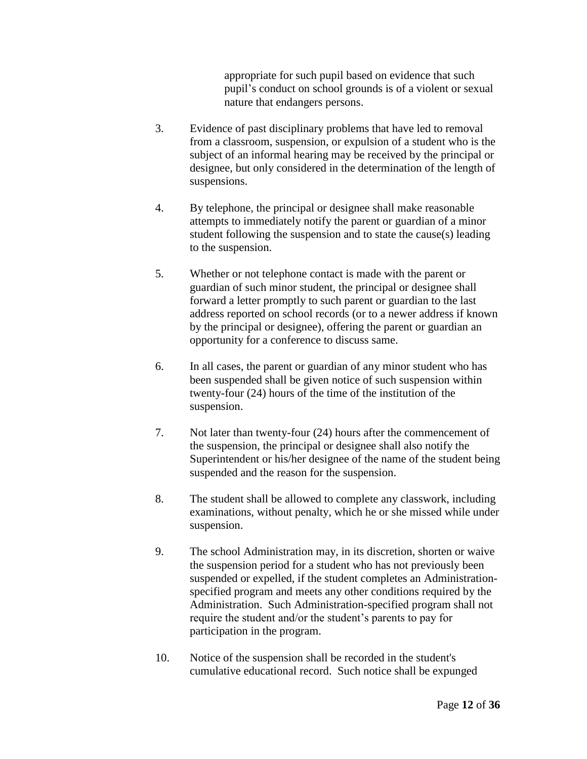appropriate for such pupil based on evidence that such pupil's conduct on school grounds is of a violent or sexual nature that endangers persons.

3. Evidence of past disciplinary problems that have led to removal from a classroom, suspension, or expulsion of a student who is the subject of an informal hearing may be received by the principal or designee, but only considered in the determination of the length of suspensions.

4. By telephone, the principal or designee shall make reasonable attempts to immediately notify the parent or guardian of a minor student following the suspension and to state the cause(s) leading to the suspension.

5. Whether or not telephone contact is made with the parent or guardian of such minor student, the principal or designee shall forward a letter promptly to such parent or guardian to the last address reported on school records (or to a newer address if known by the principal or designee), offering the parent or guardian an opportunity for a conference to discuss same.

6. In all cases, the parent or guardian of any minor student who has been suspended shall be given notice of such suspension within twenty-four (24) hours of the time of the institution of the suspension.

7. Not later than twenty-four (24) hours after the commencement of the suspension, the principal or designee shall also notify the Superintendent or his/her designee of the name of the student being suspended and the reason for the suspension.

8. The student shall be allowed to complete any classwork, including examinations, without penalty, which he or she missed while under suspension.

9. The school Administration may, in its discretion, shorten or waive the suspension period for a student who has not previously been suspended or expelled, if the student completes an Administration-specified program and meets any other conditions required by the Administration. Such Administration-specified program shall not require the student and/or the student's parents to pay for participation in the program.

10. Notice of the suspension shall be recorded in the student's cumulative educational record. Such notice shall be expunged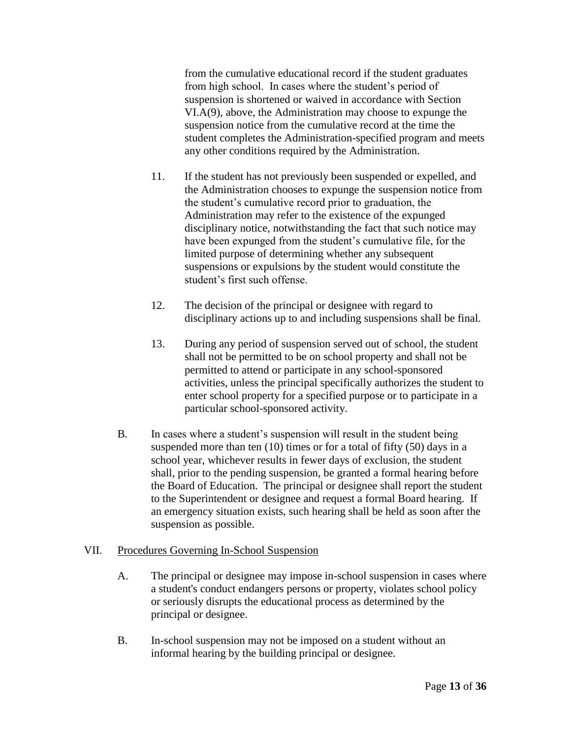from the cumulative educational record if the student graduates from high school. In cases where the student's period of suspension is shortened or waived in accordance with Section VI.A(9), above, the Administration may choose to expunge the suspension notice from the cumulative record at the time the student completes the Administration-specified program and meets any other conditions required by the Administration.

11. If the student has not previously been suspended or expelled, and the Administration chooses to expunge the suspension notice from the student's cumulative record prior to graduation, the Administration may refer to the existence of the expunged disciplinary notice, notwithstanding the fact that such notice may have been expunged from the student's cumulative file, for the limited purpose of determining whether any subsequent suspensions or expulsions by the student would constitute the student's first such offense.

12. The decision of the principal or designee with regard to disciplinary actions up to and including suspensions shall be final.

13. During any period of suspension served out of school, the student shall not be permitted to be on school property and shall not be permitted to attend or participate in any school-sponsored activities, unless the principal specifically authorizes the student to enter school property for a specified purpose or to participate in a particular school-sponsored activity.

B. In cases where a student's suspension will result in the student being suspended more than ten (10) times or for a total of fifty (50) days in a school year, whichever results in fewer days of exclusion, the student shall, prior to the pending suspension, be granted a formal hearing before the Board of Education. The principal or designee shall report the student to the Superintendent or designee and request a formal Board hearing. If an emergency situation exists, such hearing shall be held as soon after the suspension as possible.

VII. Procedures Governing In-School Suspension

A. The principal or designee may impose in-school suspension in cases where a student's conduct endangers persons or property, violates school policy or seriously disrupts the educational process as determined by the principal or designee.

B. In-school suspension may not be imposed on a student without an informal hearing by the building principal or designee.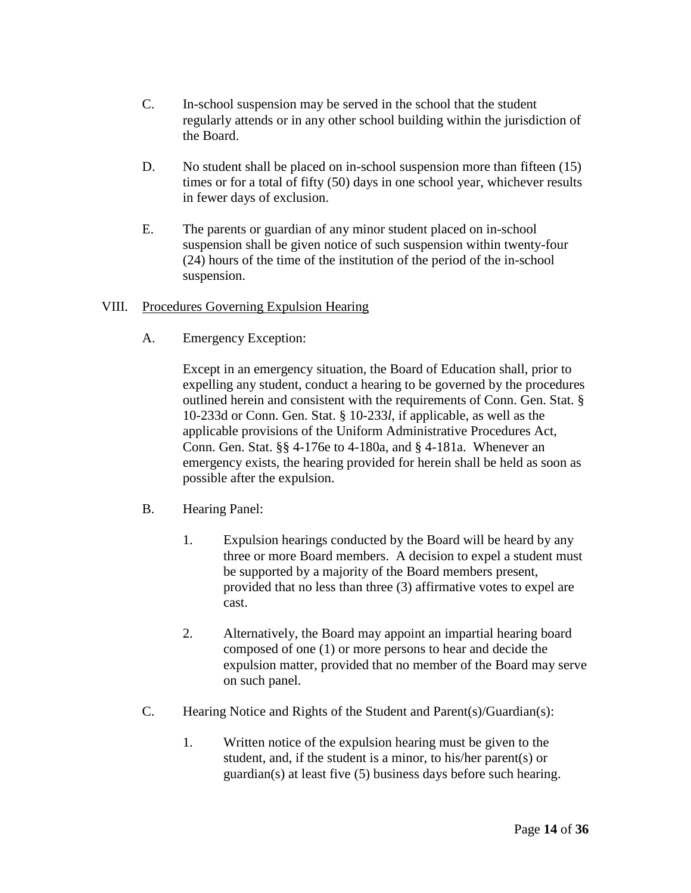C. In-school suspension may be served in the school that the student regularly attends or in any other school building within the jurisdiction of the Board.

D. No student shall be placed on in-school suspension more than fifteen (15) times or for a total of fifty (50) days in one school year, whichever results in fewer days of exclusion.

E. The parents or guardian of any minor student placed on in-school suspension shall be given notice of such suspension within twenty-four (24) hours of the time of the institution of the period of the in-school suspension.

VIII. <u>Procedures Governing Expulsion Hearing</u>

A. Emergency Exception:

Except in an emergency situation, the Board of Education shall, prior to expelling any student, conduct a hearing to be governed by the procedures outlined herein and consistent with the requirements of Conn. Gen. Stat. § 10-233d or Conn. Gen. Stat. § 10-233*l*, if applicable, as well as the applicable provisions of the Uniform Administrative Procedures Act, Conn. Gen. Stat. §§ 4-176e to 4-180a, and § 4-181a. Whenever an emergency exists, the hearing provided for herein shall be held as soon as possible after the expulsion.

B. Hearing Panel:

1. Expulsion hearings conducted by the Board will be heard by any three or more Board members. A decision to expel a student must be supported by a majority of the Board members present, provided that no less than three (3) affirmative votes to expel are cast.

2. Alternatively, the Board may appoint an impartial hearing board composed of one (1) or more persons to hear and decide the expulsion matter, provided that no member of the Board may serve on such panel.

C. Hearing Notice and Rights of the Student and Parent(s)/Guardian(s):

1. Written notice of the expulsion hearing must be given to the student, and, if the student is a minor, to his/her parent(s) or guardian(s) at least five (5) business days before such hearing.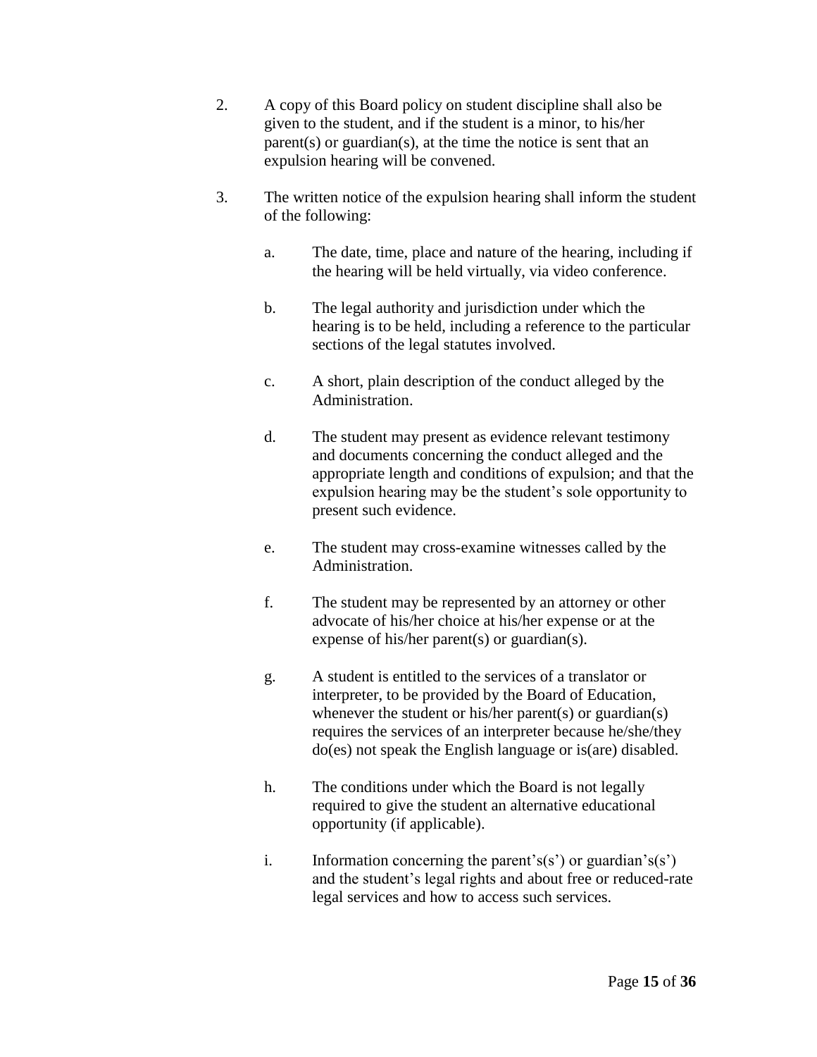2. A copy of this Board policy on student discipline shall also be given to the student, and if the student is a minor, to his/her parent(s) or guardian(s), at the time the notice is sent that an expulsion hearing will be convened.

3. The written notice of the expulsion hearing shall inform the student of the following:

    a. The date, time, place and nature of the hearing, including if the hearing will be held virtually, via video conference.

    b. The legal authority and jurisdiction under which the hearing is to be held, including a reference to the particular sections of the legal statutes involved.

    c. A short, plain description of the conduct alleged by the Administration.

    d. The student may present as evidence relevant testimony and documents concerning the conduct alleged and the appropriate length and conditions of expulsion; and that the expulsion hearing may be the student's sole opportunity to present such evidence.

    e. The student may cross-examine witnesses called by the Administration.

    f. The student may be represented by an attorney or other advocate of his/her choice at his/her expense or at the expense of his/her parent(s) or guardian(s).

    g. A student is entitled to the services of a translator or interpreter, to be provided by the Board of Education, whenever the student or his/her parent(s) or guardian(s) requires the services of an interpreter because he/she/they do(es) not speak the English language or is(are) disabled.

    h. The conditions under which the Board is not legally required to give the student an alternative educational opportunity (if applicable).

    i. Information concerning the parent's(s') or guardian's(s') and the student's legal rights and about free or reduced-rate legal services and how to access such services.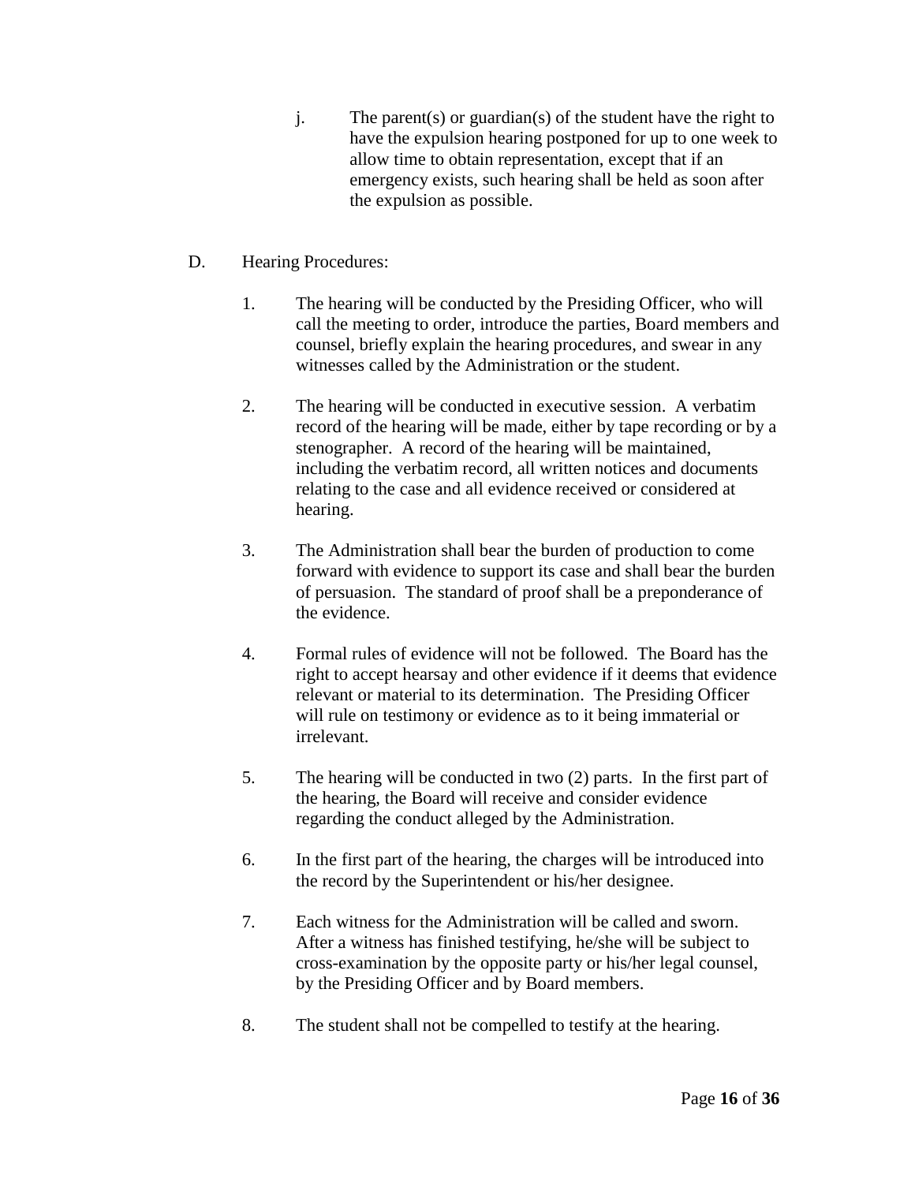j. The parent(s) or guardian(s) of the student have the right to have the expulsion hearing postponed for up to one week to allow time to obtain representation, except that if an emergency exists, such hearing shall be held as soon after the expulsion as possible.

D. Hearing Procedures:

1. The hearing will be conducted by the Presiding Officer, who will call the meeting to order, introduce the parties, Board members and counsel, briefly explain the hearing procedures, and swear in any witnesses called by the Administration or the student.

2. The hearing will be conducted in executive session. A verbatim record of the hearing will be made, either by tape recording or by a stenographer. A record of the hearing will be maintained, including the verbatim record, all written notices and documents relating to the case and all evidence received or considered at hearing.

3. The Administration shall bear the burden of production to come forward with evidence to support its case and shall bear the burden of persuasion. The standard of proof shall be a preponderance of the evidence.

4. Formal rules of evidence will not be followed. The Board has the right to accept hearsay and other evidence if it deems that evidence relevant or material to its determination. The Presiding Officer will rule on testimony or evidence as to it being immaterial or irrelevant.

5. The hearing will be conducted in two (2) parts. In the first part of the hearing, the Board will receive and consider evidence regarding the conduct alleged by the Administration.

6. In the first part of the hearing, the charges will be introduced into the record by the Superintendent or his/her designee.

7. Each witness for the Administration will be called and sworn. After a witness has finished testifying, he/she will be subject to cross-examination by the opposite party or his/her legal counsel, by the Presiding Officer and by Board members.

8. The student shall not be compelled to testify at the hearing.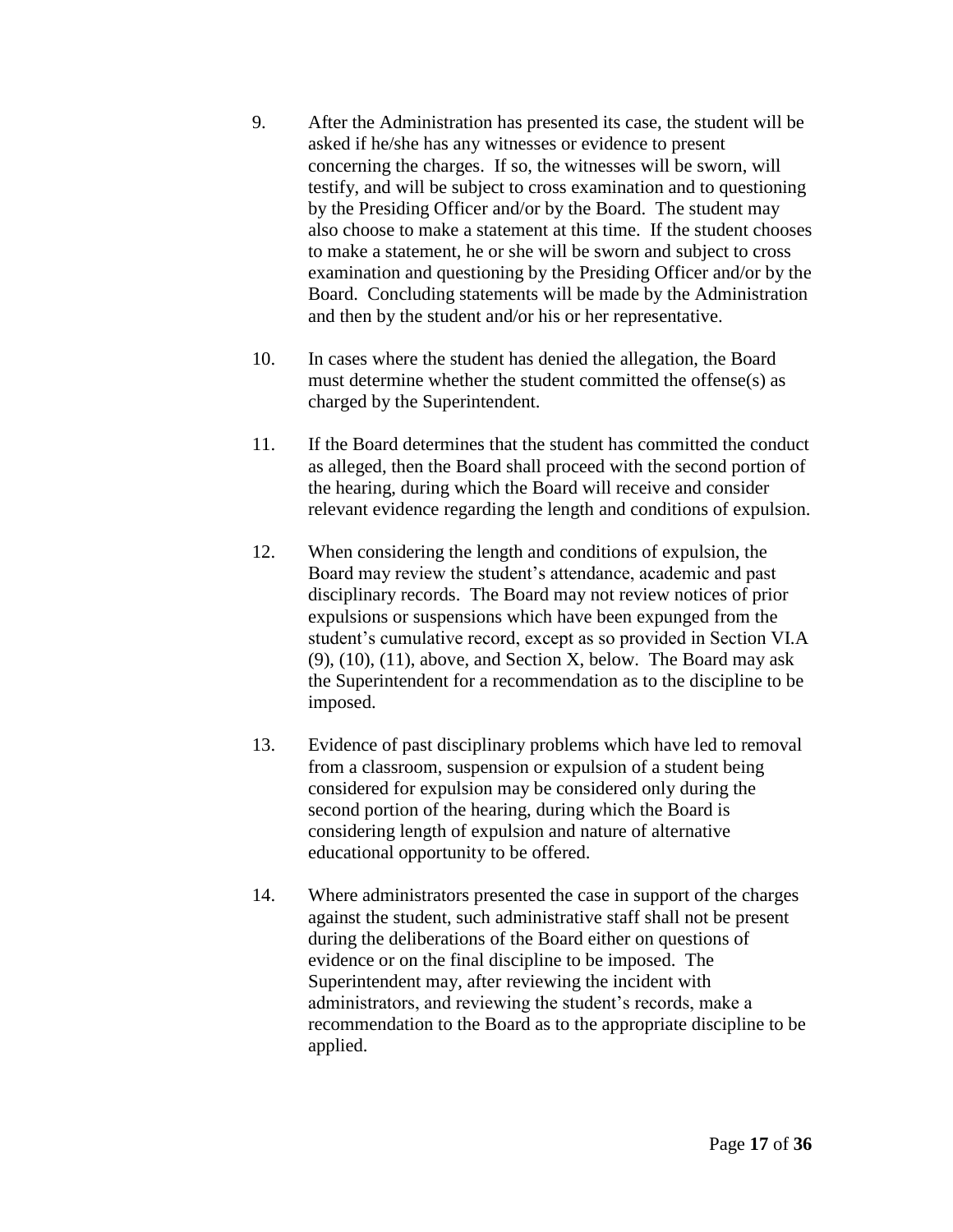9. After the Administration has presented its case, the student will be asked if he/she has any witnesses or evidence to present concerning the charges. If so, the witnesses will be sworn, will testify, and will be subject to cross examination and to questioning by the Presiding Officer and/or by the Board. The student may also choose to make a statement at this time. If the student chooses to make a statement, he or she will be sworn and subject to cross examination and questioning by the Presiding Officer and/or by the Board. Concluding statements will be made by the Administration and then by the student and/or his or her representative.

10. In cases where the student has denied the allegation, the Board must determine whether the student committed the offense(s) as charged by the Superintendent.

11. If the Board determines that the student has committed the conduct as alleged, then the Board shall proceed with the second portion of the hearing, during which the Board will receive and consider relevant evidence regarding the length and conditions of expulsion.

12. When considering the length and conditions of expulsion, the Board may review the student's attendance, academic and past disciplinary records. The Board may not review notices of prior expulsions or suspensions which have been expunged from the student's cumulative record, except as so provided in Section VI.A (9), (10), (11), above, and Section X, below. The Board may ask the Superintendent for a recommendation as to the discipline to be imposed.

13. Evidence of past disciplinary problems which have led to removal from a classroom, suspension or expulsion of a student being considered for expulsion may be considered only during the second portion of the hearing, during which the Board is considering length of expulsion and nature of alternative educational opportunity to be offered.

14. Where administrators presented the case in support of the charges against the student, such administrative staff shall not be present during the deliberations of the Board either on questions of evidence or on the final discipline to be imposed. The Superintendent may, after reviewing the incident with administrators, and reviewing the student's records, make a recommendation to the Board as to the appropriate discipline to be applied.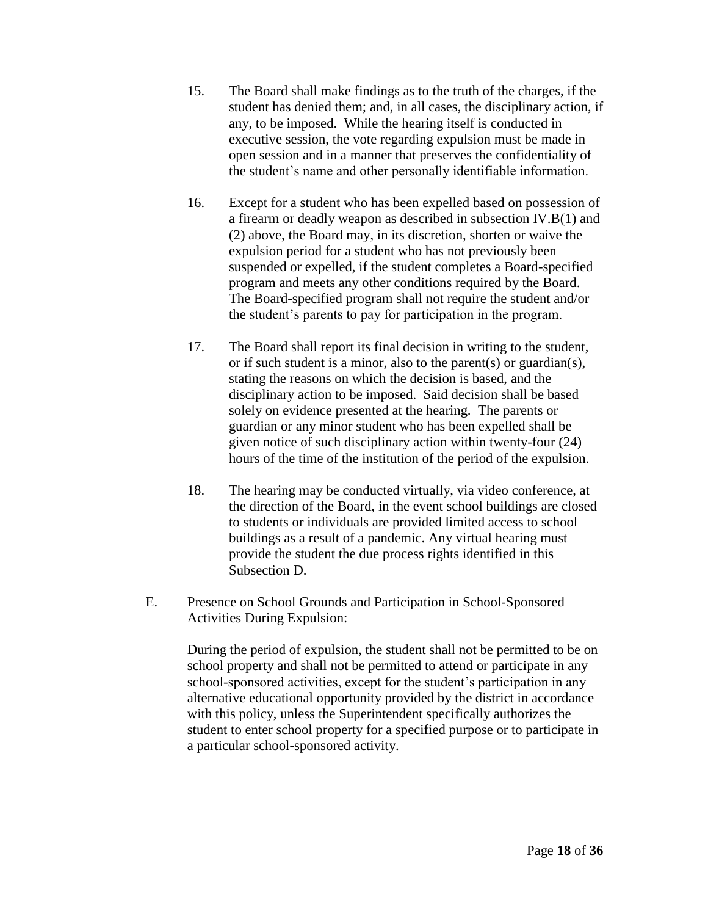15. The Board shall make findings as to the truth of the charges, if the student has denied them; and, in all cases, the disciplinary action, if any, to be imposed. While the hearing itself is conducted in executive session, the vote regarding expulsion must be made in open session and in a manner that preserves the confidentiality of the student's name and other personally identifiable information.

16. Except for a student who has been expelled based on possession of a firearm or deadly weapon as described in subsection IV.B(1) and (2) above, the Board may, in its discretion, shorten or waive the expulsion period for a student who has not previously been suspended or expelled, if the student completes a Board-specified program and meets any other conditions required by the Board. The Board-specified program shall not require the student and/or the student's parents to pay for participation in the program.

17. The Board shall report its final decision in writing to the student, or if such student is a minor, also to the parent(s) or guardian(s), stating the reasons on which the decision is based, and the disciplinary action to be imposed. Said decision shall be based solely on evidence presented at the hearing. The parents or guardian or any minor student who has been expelled shall be given notice of such disciplinary action within twenty-four (24) hours of the time of the institution of the period of the expulsion.

18. The hearing may be conducted virtually, via video conference, at the direction of the Board, in the event school buildings are closed to students or individuals are provided limited access to school buildings as a result of a pandemic. Any virtual hearing must provide the student the due process rights identified in this Subsection D.

E. Presence on School Grounds and Participation in School-Sponsored Activities During Expulsion:

During the period of expulsion, the student shall not be permitted to be on school property and shall not be permitted to attend or participate in any school-sponsored activities, except for the student's participation in any alternative educational opportunity provided by the district in accordance with this policy, unless the Superintendent specifically authorizes the student to enter school property for a specified purpose or to participate in a particular school-sponsored activity.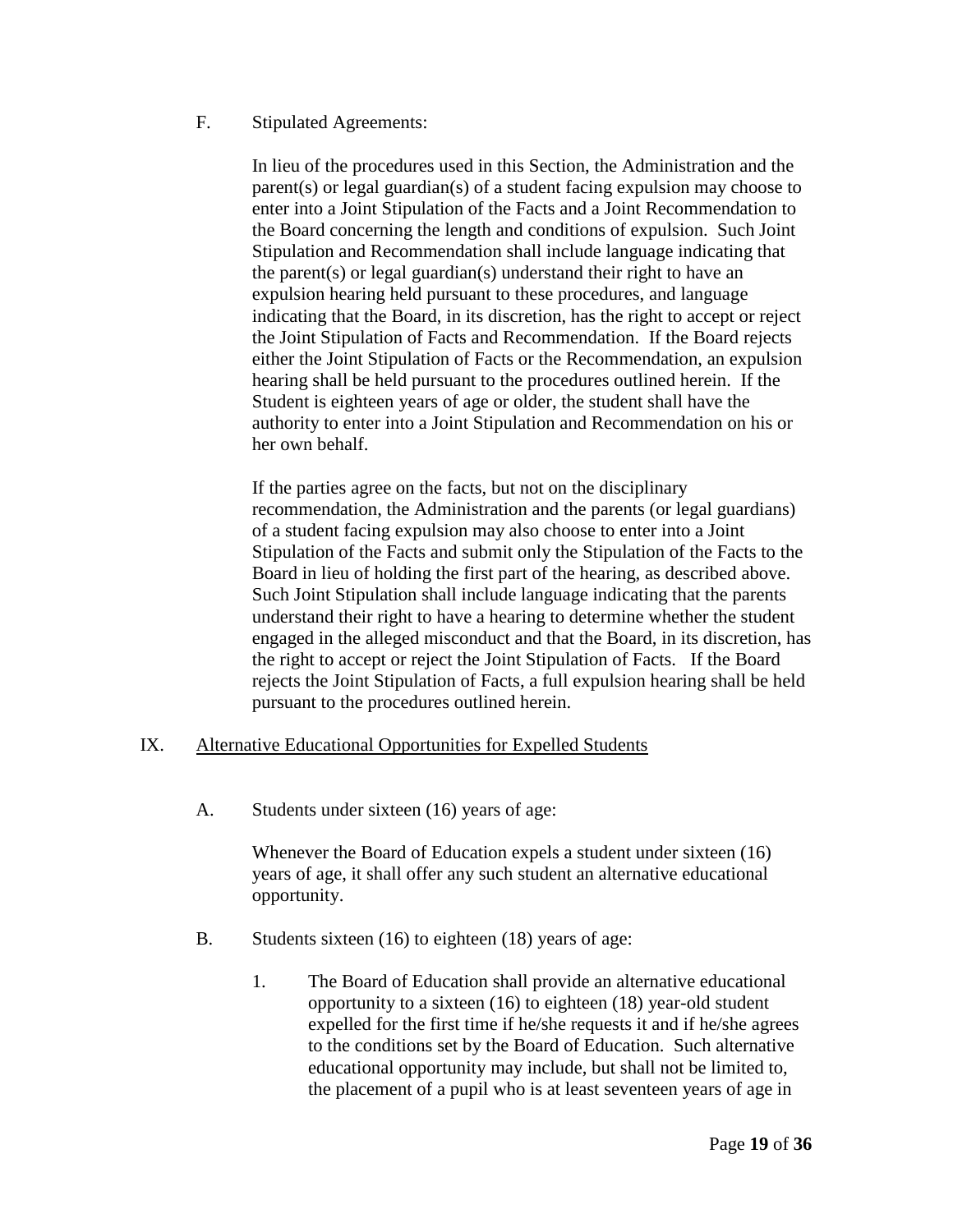F. Stipulated Agreements:

In lieu of the procedures used in this Section, the Administration and the parent(s) or legal guardian(s) of a student facing expulsion may choose to enter into a Joint Stipulation of the Facts and a Joint Recommendation to the Board concerning the length and conditions of expulsion. Such Joint Stipulation and Recommendation shall include language indicating that the parent(s) or legal guardian(s) understand their right to have an expulsion hearing held pursuant to these procedures, and language indicating that the Board, in its discretion, has the right to accept or reject the Joint Stipulation of Facts and Recommendation. If the Board rejects either the Joint Stipulation of Facts or the Recommendation, an expulsion hearing shall be held pursuant to the procedures outlined herein. If the Student is eighteen years of age or older, the student shall have the authority to enter into a Joint Stipulation and Recommendation on his or her own behalf.

If the parties agree on the facts, but not on the disciplinary recommendation, the Administration and the parents (or legal guardians) of a student facing expulsion may also choose to enter into a Joint Stipulation of the Facts and submit only the Stipulation of the Facts to the Board in lieu of holding the first part of the hearing, as described above. Such Joint Stipulation shall include language indicating that the parents understand their right to have a hearing to determine whether the student engaged in the alleged misconduct and that the Board, in its discretion, has the right to accept or reject the Joint Stipulation of Facts. If the Board rejects the Joint Stipulation of Facts, a full expulsion hearing shall be held pursuant to the procedures outlined herein.

## IX. Alternative Educational Opportunities for Expelled Students

A. Students under sixteen (16) years of age:

Whenever the Board of Education expels a student under sixteen (16) years of age, it shall offer any such student an alternative educational opportunity.

B. Students sixteen (16) to eighteen (18) years of age:

1. The Board of Education shall provide an alternative educational opportunity to a sixteen (16) to eighteen (18) year-old student expelled for the first time if he/she requests it and if he/she agrees to the conditions set by the Board of Education. Such alternative educational opportunity may include, but shall not be limited to, the placement of a pupil who is at least seventeen years of age in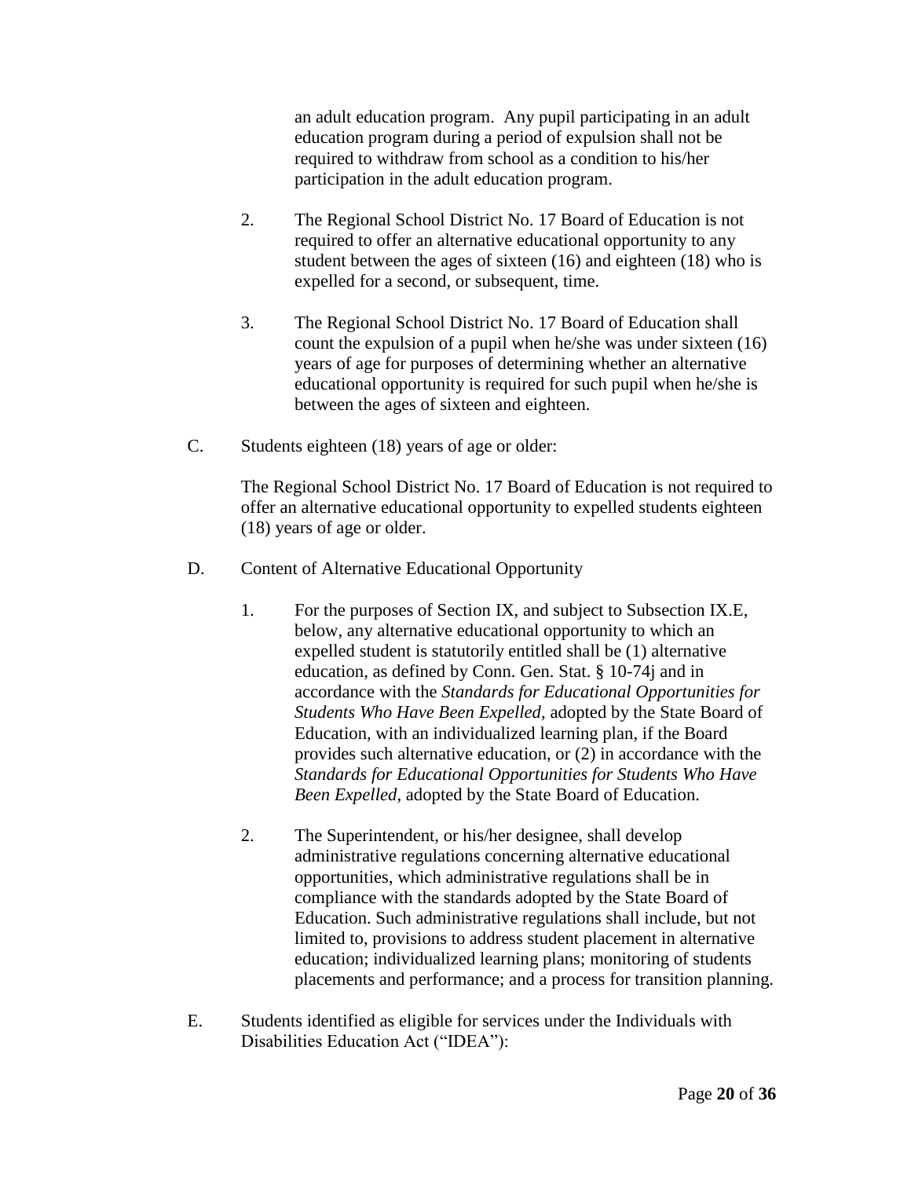an adult education program. Any pupil participating in an adult education program during a period of expulsion shall not be required to withdraw from school as a condition to his/her participation in the adult education program.

2. The Regional School District No. 17 Board of Education is not required to offer an alternative educational opportunity to any student between the ages of sixteen (16) and eighteen (18) who is expelled for a second, or subsequent, time.

3. The Regional School District No. 17 Board of Education shall count the expulsion of a pupil when he/she was under sixteen (16) years of age for purposes of determining whether an alternative educational opportunity is required for such pupil when he/she is between the ages of sixteen and eighteen.

C. Students eighteen (18) years of age or older:

The Regional School District No. 17 Board of Education is not required to offer an alternative educational opportunity to expelled students eighteen (18) years of age or older.

D. Content of Alternative Educational Opportunity

1. For the purposes of Section IX, and subject to Subsection IX.E, below, any alternative educational opportunity to which an expelled student is statutorily entitled shall be (1) alternative education, as defined by Conn. Gen. Stat. § 10-74j and in accordance with the *Standards for Educational Opportunities for Students Who Have Been Expelled,* adopted by the State Board of Education, with an individualized learning plan, if the Board provides such alternative education, or (2) in accordance with the *Standards for Educational Opportunities for Students Who Have Been Expelled*, adopted by the State Board of Education.

2. The Superintendent, or his/her designee, shall develop administrative regulations concerning alternative educational opportunities, which administrative regulations shall be in compliance with the standards adopted by the State Board of Education. Such administrative regulations shall include, but not limited to, provisions to address student placement in alternative education; individualized learning plans; monitoring of students placements and performance; and a process for transition planning.

E. Students identified as eligible for services under the Individuals with Disabilities Education Act ("IDEA"):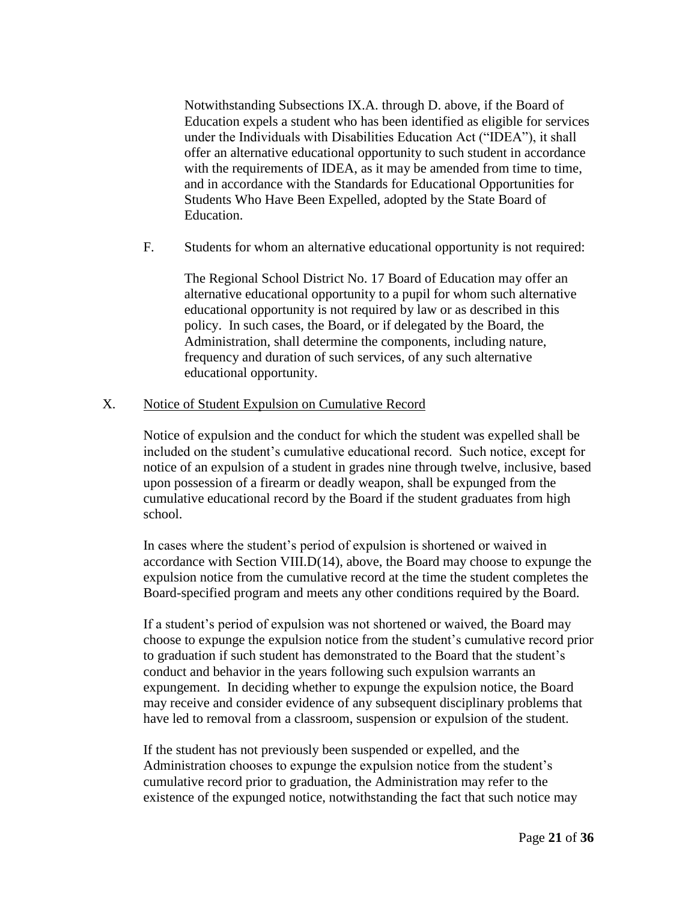Notwithstanding Subsections IX.A. through D. above, if the Board of Education expels a student who has been identified as eligible for services under the Individuals with Disabilities Education Act ("IDEA"), it shall offer an alternative educational opportunity to such student in accordance with the requirements of IDEA, as it may be amended from time to time, and in accordance with the Standards for Educational Opportunities for Students Who Have Been Expelled, adopted by the State Board of Education.

F. Students for whom an alternative educational opportunity is not required:

The Regional School District No. 17 Board of Education may offer an alternative educational opportunity to a pupil for whom such alternative educational opportunity is not required by law or as described in this policy. In such cases, the Board, or if delegated by the Board, the Administration, shall determine the components, including nature, frequency and duration of such services, of any such alternative educational opportunity.

## X. Notice of Student Expulsion on Cumulative Record

Notice of expulsion and the conduct for which the student was expelled shall be included on the student's cumulative educational record. Such notice, except for notice of an expulsion of a student in grades nine through twelve, inclusive, based upon possession of a firearm or deadly weapon, shall be expunged from the cumulative educational record by the Board if the student graduates from high school.

In cases where the student's period of expulsion is shortened or waived in accordance with Section VIII.D(14), above, the Board may choose to expunge the expulsion notice from the cumulative record at the time the student completes the Board-specified program and meets any other conditions required by the Board.

If a student's period of expulsion was not shortened or waived, the Board may choose to expunge the expulsion notice from the student's cumulative record prior to graduation if such student has demonstrated to the Board that the student's conduct and behavior in the years following such expulsion warrants an expungement. In deciding whether to expunge the expulsion notice, the Board may receive and consider evidence of any subsequent disciplinary problems that have led to removal from a classroom, suspension or expulsion of the student.

If the student has not previously been suspended or expelled, and the Administration chooses to expunge the expulsion notice from the student's cumulative record prior to graduation, the Administration may refer to the existence of the expunged notice, notwithstanding the fact that such notice may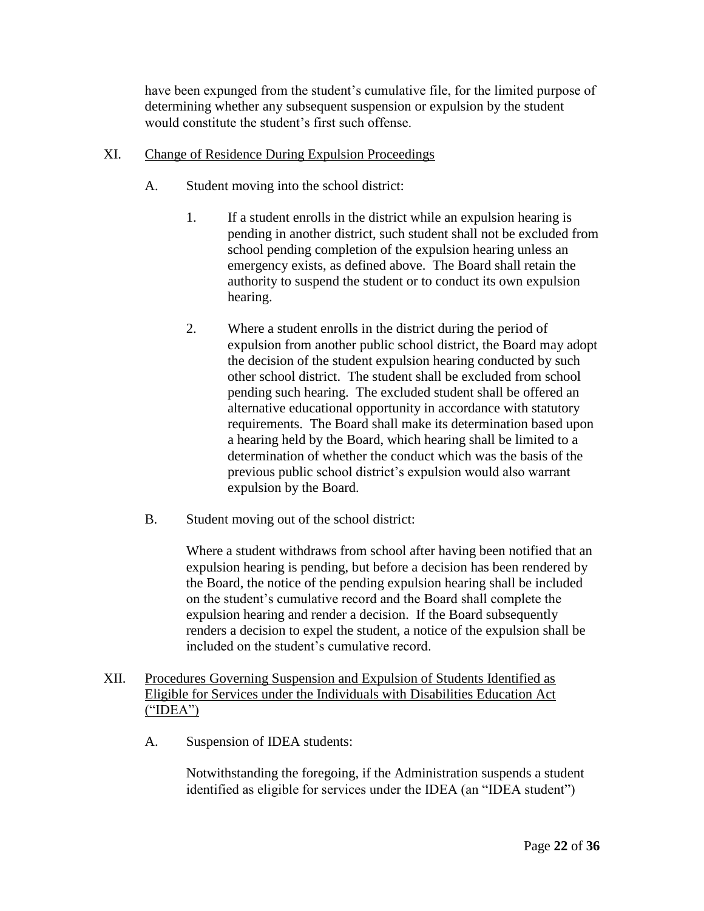have been expunged from the student's cumulative file, for the limited purpose of determining whether any subsequent suspension or expulsion by the student would constitute the student's first such offense.

XI. <u>Change of Residence During Expulsion Proceedings</u>

A. Student moving into the school district:

1. If a student enrolls in the district while an expulsion hearing is pending in another district, such student shall not be excluded from school pending completion of the expulsion hearing unless an emergency exists, as defined above. The Board shall retain the authority to suspend the student or to conduct its own expulsion hearing.

2. Where a student enrolls in the district during the period of expulsion from another public school district, the Board may adopt the decision of the student expulsion hearing conducted by such other school district. The student shall be excluded from school pending such hearing. The excluded student shall be offered an alternative educational opportunity in accordance with statutory requirements. The Board shall make its determination based upon a hearing held by the Board, which hearing shall be limited to a determination of whether the conduct which was the basis of the previous public school district's expulsion would also warrant expulsion by the Board.

B. Student moving out of the school district:

Where a student withdraws from school after having been notified that an expulsion hearing is pending, but before a decision has been rendered by the Board, the notice of the pending expulsion hearing shall be included on the student's cumulative record and the Board shall complete the expulsion hearing and render a decision. If the Board subsequently renders a decision to expel the student, a notice of the expulsion shall be included on the student's cumulative record.

XII. <u>Procedures Governing Suspension and Expulsion of Students Identified as Eligible for Services under the Individuals with Disabilities Education Act ("IDEA")</u>

A. Suspension of IDEA students:

Notwithstanding the foregoing, if the Administration suspends a student identified as eligible for services under the IDEA (an "IDEA student")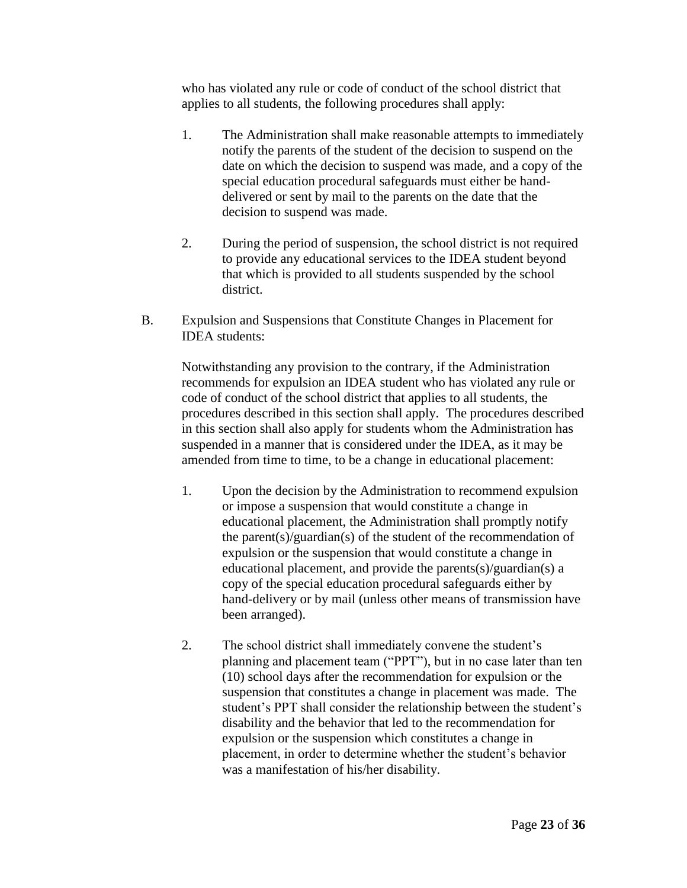who has violated any rule or code of conduct of the school district that applies to all students, the following procedures shall apply:

1. The Administration shall make reasonable attempts to immediately notify the parents of the student of the decision to suspend on the date on which the decision to suspend was made, and a copy of the special education procedural safeguards must either be hand-delivered or sent by mail to the parents on the date that the decision to suspend was made.

2. During the period of suspension, the school district is not required to provide any educational services to the IDEA student beyond that which is provided to all students suspended by the school district.

B. Expulsion and Suspensions that Constitute Changes in Placement for IDEA students:

Notwithstanding any provision to the contrary, if the Administration recommends for expulsion an IDEA student who has violated any rule or code of conduct of the school district that applies to all students, the procedures described in this section shall apply. The procedures described in this section shall also apply for students whom the Administration has suspended in a manner that is considered under the IDEA, as it may be amended from time to time, to be a change in educational placement:

1. Upon the decision by the Administration to recommend expulsion or impose a suspension that would constitute a change in educational placement, the Administration shall promptly notify the parent(s)/guardian(s) of the student of the recommendation of expulsion or the suspension that would constitute a change in educational placement, and provide the parents(s)/guardian(s) a copy of the special education procedural safeguards either by hand-delivery or by mail (unless other means of transmission have been arranged).

2. The school district shall immediately convene the student's planning and placement team ("PPT"), but in no case later than ten (10) school days after the recommendation for expulsion or the suspension that constitutes a change in placement was made. The student's PPT shall consider the relationship between the student's disability and the behavior that led to the recommendation for expulsion or the suspension which constitutes a change in placement, in order to determine whether the student's behavior was a manifestation of his/her disability.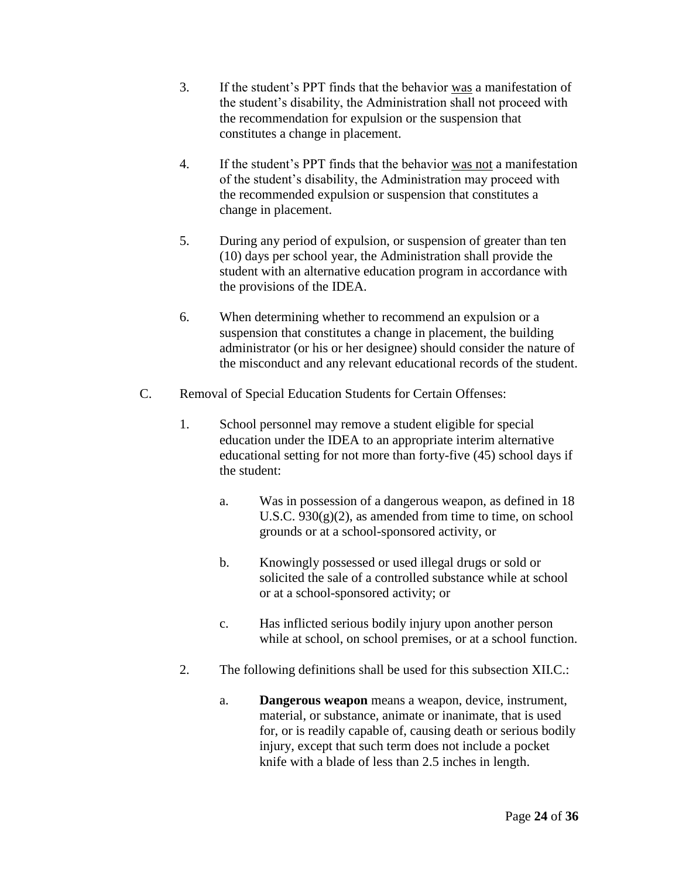3. If the student's PPT finds that the behavior <u>was</u> a manifestation of the student's disability, the Administration shall not proceed with the recommendation for expulsion or the suspension that constitutes a change in placement.

4. If the student's PPT finds that the behavior <u>was not</u> a manifestation of the student's disability, the Administration may proceed with the recommended expulsion or suspension that constitutes a change in placement.

5. During any period of expulsion, or suspension of greater than ten (10) days per school year, the Administration shall provide the student with an alternative education program in accordance with the provisions of the IDEA.

6. When determining whether to recommend an expulsion or a suspension that constitutes a change in placement, the building administrator (or his or her designee) should consider the nature of the misconduct and any relevant educational records of the student.

C. Removal of Special Education Students for Certain Offenses:

1. School personnel may remove a student eligible for special education under the IDEA to an appropriate interim alternative educational setting for not more than forty-five (45) school days if the student:

   a. Was in possession of a dangerous weapon, as defined in 18 U.S.C. 930(g)(2), as amended from time to time, on school grounds or at a school-sponsored activity, or

   b. Knowingly possessed or used illegal drugs or sold or solicited the sale of a controlled substance while at school or at a school-sponsored activity; or

   c. Has inflicted serious bodily injury upon another person while at school, on school premises, or at a school function.

2. The following definitions shall be used for this subsection XII.C.:

   a. **Dangerous weapon** means a weapon, device, instrument, material, or substance, animate or inanimate, that is used for, or is readily capable of, causing death or serious bodily injury, except that such term does not include a pocket knife with a blade of less than 2.5 inches in length.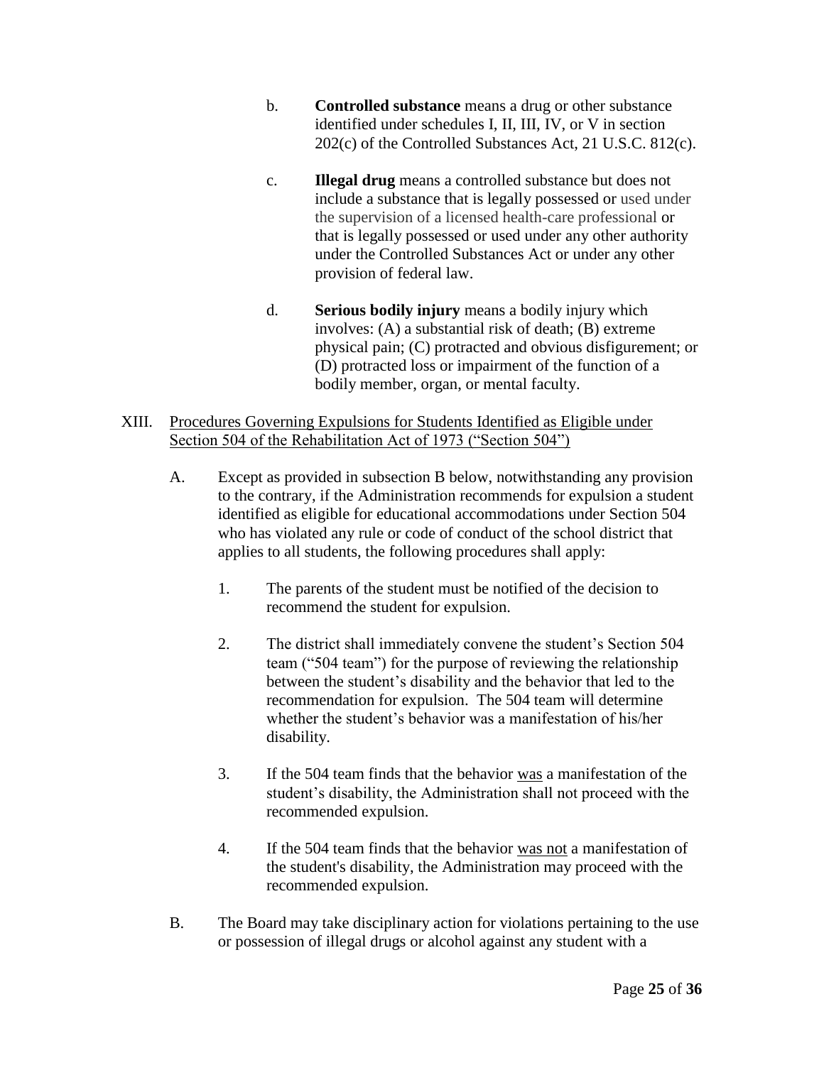b. **Controlled substance** means a drug or other substance identified under schedules I, II, III, IV, or V in section 202(c) of the Controlled Substances Act, 21 U.S.C. 812(c).

c. **Illegal drug** means a controlled substance but does not include a substance that is legally possessed or used under the supervision of a licensed health-care professional or that is legally possessed or used under any other authority under the Controlled Substances Act or under any other provision of federal law.

d. **Serious bodily injury** means a bodily injury which involves: (A) a substantial risk of death; (B) extreme physical pain; (C) protracted and obvious disfigurement; or (D) protracted loss or impairment of the function of a bodily member, organ, or mental faculty.

XIII. Procedures Governing Expulsions for Students Identified as Eligible under Section 504 of the Rehabilitation Act of 1973 ("Section 504")

A. Except as provided in subsection B below, notwithstanding any provision to the contrary, if the Administration recommends for expulsion a student identified as eligible for educational accommodations under Section 504 who has violated any rule or code of conduct of the school district that applies to all students, the following procedures shall apply:

1. The parents of the student must be notified of the decision to recommend the student for expulsion.

2. The district shall immediately convene the student's Section 504 team ("504 team") for the purpose of reviewing the relationship between the student's disability and the behavior that led to the recommendation for expulsion. The 504 team will determine whether the student's behavior was a manifestation of his/her disability.

3. If the 504 team finds that the behavior was a manifestation of the student's disability, the Administration shall not proceed with the recommended expulsion.

4. If the 504 team finds that the behavior was not a manifestation of the student's disability, the Administration may proceed with the recommended expulsion.

B. The Board may take disciplinary action for violations pertaining to the use or possession of illegal drugs or alcohol against any student with a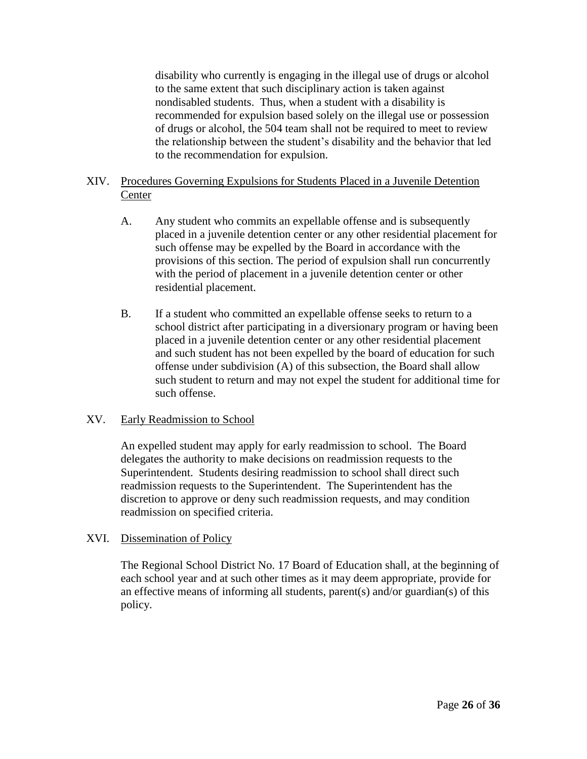disability who currently is engaging in the illegal use of drugs or alcohol to the same extent that such disciplinary action is taken against nondisabled students. Thus, when a student with a disability is recommended for expulsion based solely on the illegal use or possession of drugs or alcohol, the 504 team shall not be required to meet to review the relationship between the student's disability and the behavior that led to the recommendation for expulsion.

## XIV. Procedures Governing Expulsions for Students Placed in a Juvenile Detention Center

A. Any student who commits an expellable offense and is subsequently placed in a juvenile detention center or any other residential placement for such offense may be expelled by the Board in accordance with the provisions of this section. The period of expulsion shall run concurrently with the period of placement in a juvenile detention center or other residential placement.

B. If a student who committed an expellable offense seeks to return to a school district after participating in a diversionary program or having been placed in a juvenile detention center or any other residential placement and such student has not been expelled by the board of education for such offense under subdivision (A) of this subsection, the Board shall allow such student to return and may not expel the student for additional time for such offense.

## XV. Early Readmission to School

An expelled student may apply for early readmission to school. The Board delegates the authority to make decisions on readmission requests to the Superintendent. Students desiring readmission to school shall direct such readmission requests to the Superintendent. The Superintendent has the discretion to approve or deny such readmission requests, and may condition readmission on specified criteria.

## XVI. Dissemination of Policy

The Regional School District No. 17 Board of Education shall, at the beginning of each school year and at such other times as it may deem appropriate, provide for an effective means of informing all students, parent(s) and/or guardian(s) of this policy.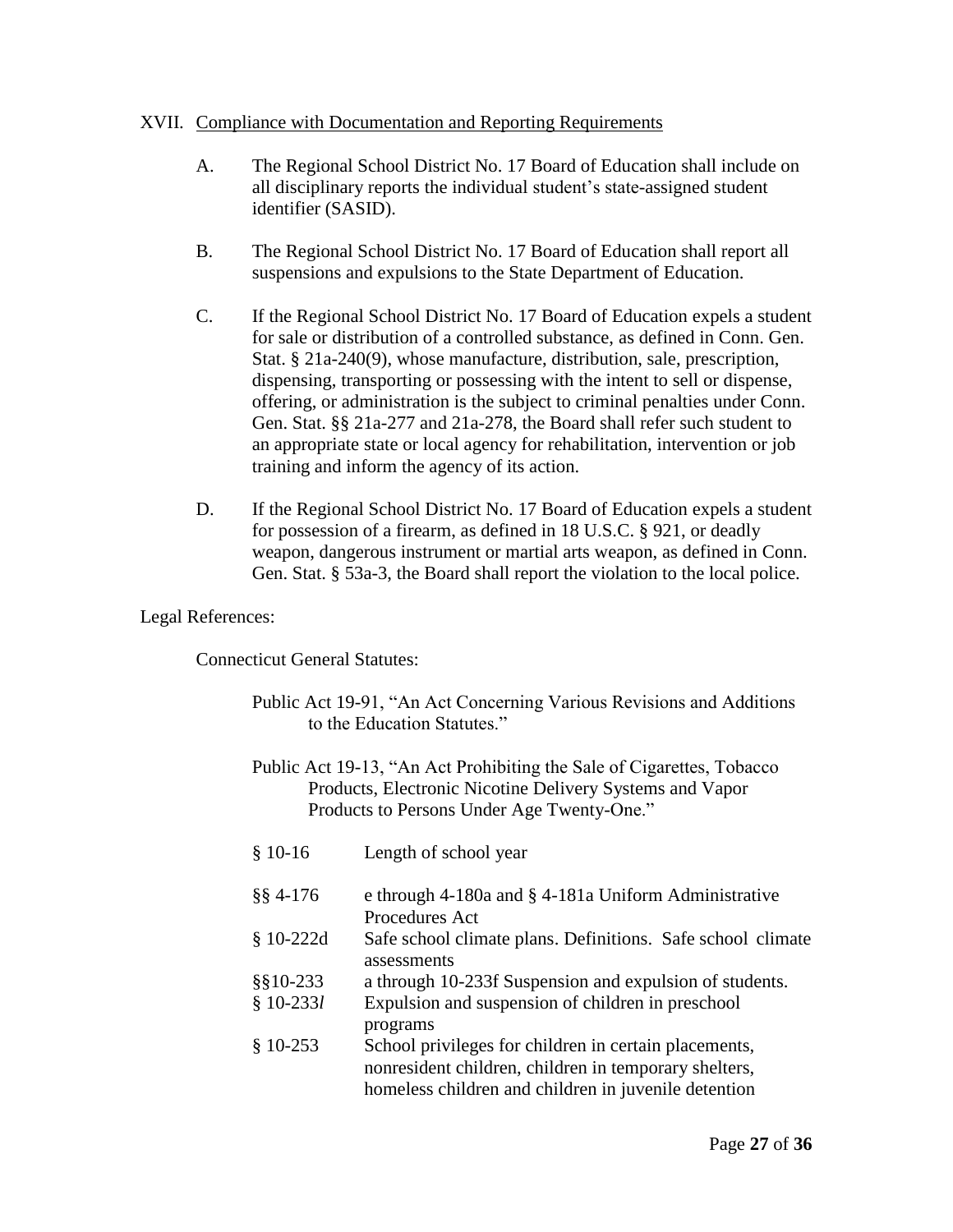XVII. <u>Compliance with Documentation and Reporting Requirements</u>

A. The Regional School District No. 17 Board of Education shall include on all disciplinary reports the individual student's state-assigned student identifier (SASID).

B. The Regional School District No. 17 Board of Education shall report all suspensions and expulsions to the State Department of Education.

C. If the Regional School District No. 17 Board of Education expels a student for sale or distribution of a controlled substance, as defined in Conn. Gen. Stat. § 21a-240(9), whose manufacture, distribution, sale, prescription, dispensing, transporting or possessing with the intent to sell or dispense, offering, or administration is the subject to criminal penalties under Conn. Gen. Stat. §§ 21a-277 and 21a-278, the Board shall refer such student to an appropriate state or local agency for rehabilitation, intervention or job training and inform the agency of its action.

D. If the Regional School District No. 17 Board of Education expels a student for possession of a firearm, as defined in 18 U.S.C. § 921, or deadly weapon, dangerous instrument or martial arts weapon, as defined in Conn. Gen. Stat. § 53a-3, the Board shall report the violation to the local police.

Legal References:

Connecticut General Statutes:

Public Act 19-91, "An Act Concerning Various Revisions and Additions to the Education Statutes."

Public Act 19-13, "An Act Prohibiting the Sale of Cigarettes, Tobacco Products, Electronic Nicotine Delivery Systems and Vapor Products to Persons Under Age Twenty-One."

§ 10-16 Length of school year

§§ 4-176 e through 4-180a and § 4-181a Uniform Administrative Procedures Act

§ 10-222d Safe school climate plans. Definitions. Safe school climate assessments

§§10-233 a through 10-233f Suspension and expulsion of students.

§ 10-233*l* Expulsion and suspension of children in preschool programs

§ 10-253 School privileges for children in certain placements, nonresident children, children in temporary shelters, homeless children and children in juvenile detention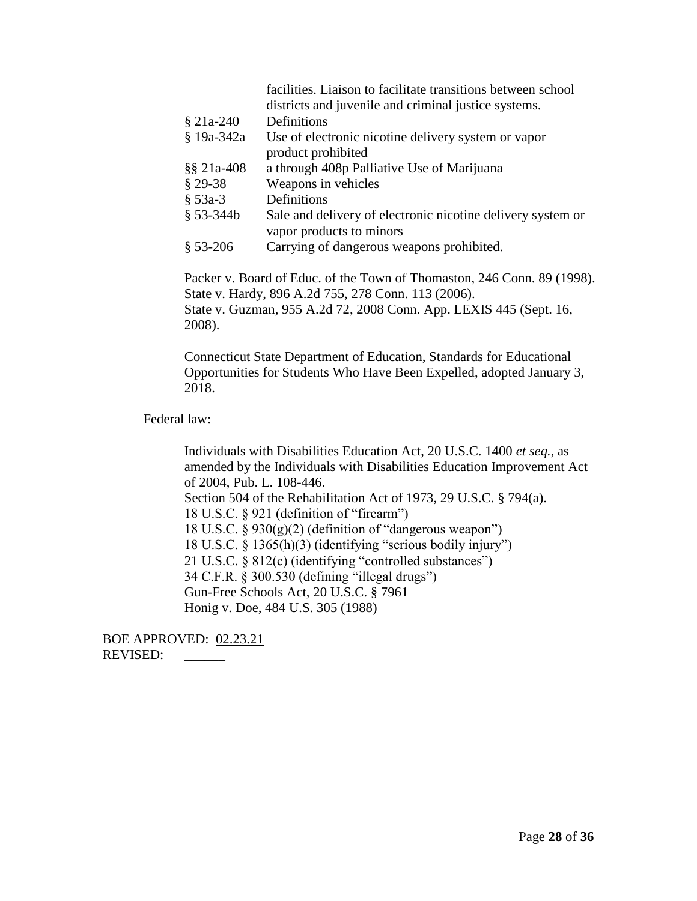facilities. Liaison to facilitate transitions between school districts and juvenile and criminal justice systems.

| | |
|---|---|
| § 21a-240 | Definitions |
| § 19a-342a | Use of electronic nicotine delivery system or vapor product prohibited |
| §§ 21a-408 | a through 408p Palliative Use of Marijuana |
| § 29-38 | Weapons in vehicles |
| § 53a-3 | Definitions |
| § 53-344b | Sale and delivery of electronic nicotine delivery system or vapor products to minors |
| § 53-206 | Carrying of dangerous weapons prohibited. |

Packer v. Board of Educ. of the Town of Thomaston, 246 Conn. 89 (1998).
State v. Hardy, 896 A.2d 755, 278 Conn. 113 (2006).
State v. Guzman, 955 A.2d 72, 2008 Conn. App. LEXIS 445 (Sept. 16, 2008).

Connecticut State Department of Education, Standards for Educational Opportunities for Students Who Have Been Expelled, adopted January 3, 2018.

Federal law:

Individuals with Disabilities Education Act, 20 U.S.C. 1400 *et seq.*, as amended by the Individuals with Disabilities Education Improvement Act of 2004, Pub. L. 108-446.
Section 504 of the Rehabilitation Act of 1973, 29 U.S.C. § 794(a).
18 U.S.C. § 921 (definition of "firearm")
18 U.S.C. § 930(g)(2) (definition of "dangerous weapon")
18 U.S.C. § 1365(h)(3) (identifying "serious bodily injury")
21 U.S.C. § 812(c) (identifying "controlled substances")
34 C.F.R. § 300.530 (defining "illegal drugs")
Gun-Free Schools Act, 20 U.S.C. § 7961
Honig v. Doe, 484 U.S. 305 (1988)

BOE APPROVED: 02.23.21
REVISED: ______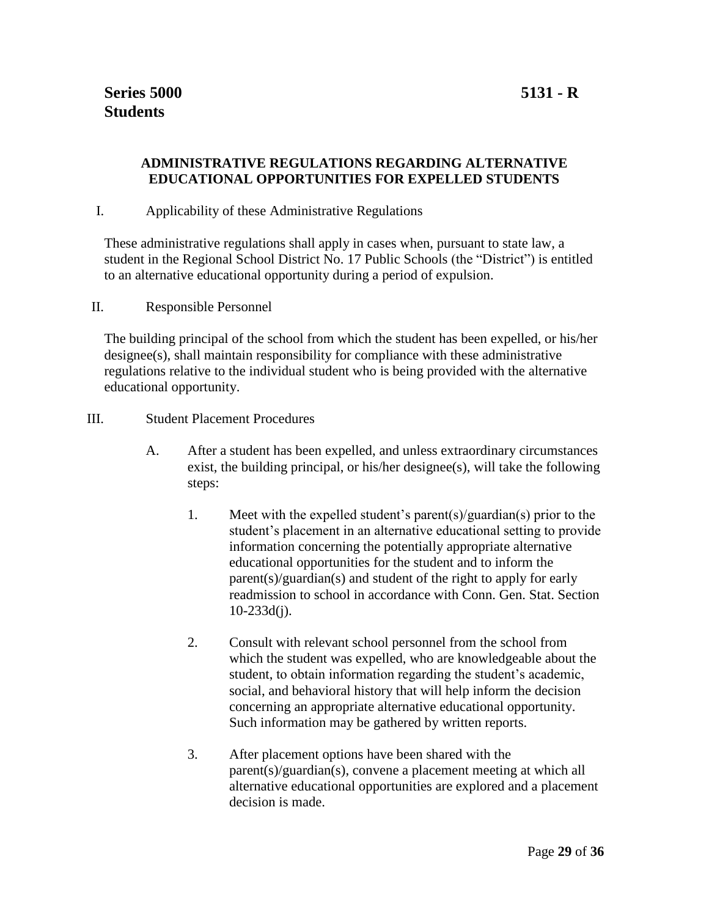**Series 5000 Students** **5131 - R**

## ADMINISTRATIVE REGULATIONS REGARDING ALTERNATIVE EDUCATIONAL OPPORTUNITIES FOR EXPELLED STUDENTS

I. Applicability of these Administrative Regulations

These administrative regulations shall apply in cases when, pursuant to state law, a student in the Regional School District No. 17 Public Schools (the "District") is entitled to an alternative educational opportunity during a period of expulsion.

II. Responsible Personnel

The building principal of the school from which the student has been expelled, or his/her designee(s), shall maintain responsibility for compliance with these administrative regulations relative to the individual student who is being provided with the alternative educational opportunity.

III. Student Placement Procedures

A. After a student has been expelled, and unless extraordinary circumstances exist, the building principal, or his/her designee(s), will take the following steps:

1. Meet with the expelled student's parent(s)/guardian(s) prior to the student's placement in an alternative educational setting to provide information concerning the potentially appropriate alternative educational opportunities for the student and to inform the parent(s)/guardian(s) and student of the right to apply for early readmission to school in accordance with Conn. Gen. Stat. Section 10-233d(j).

2. Consult with relevant school personnel from the school from which the student was expelled, who are knowledgeable about the student, to obtain information regarding the student's academic, social, and behavioral history that will help inform the decision concerning an appropriate alternative educational opportunity. Such information may be gathered by written reports.

3. After placement options have been shared with the parent(s)/guardian(s), convene a placement meeting at which all alternative educational opportunities are explored and a placement decision is made.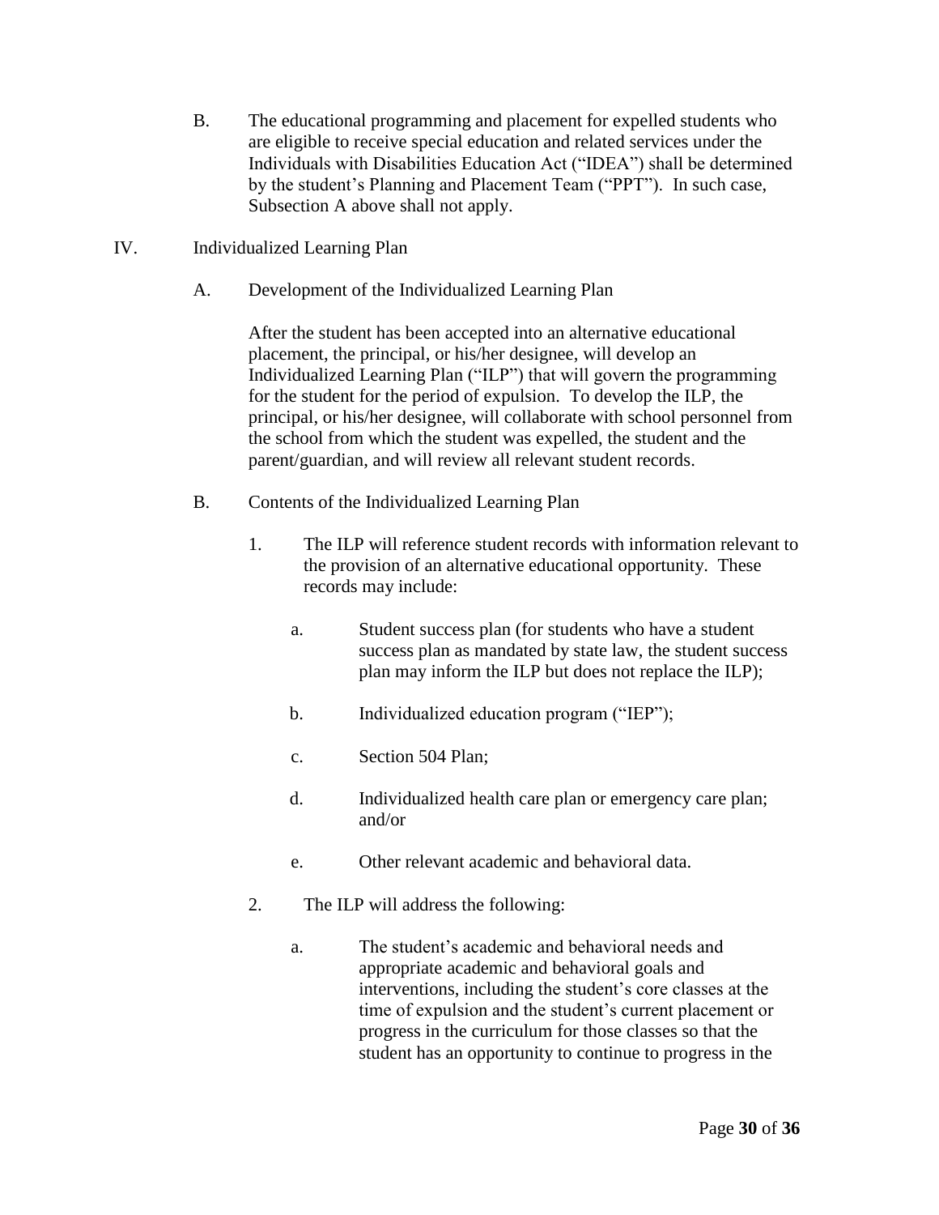B. The educational programming and placement for expelled students who are eligible to receive special education and related services under the Individuals with Disabilities Education Act ("IDEA") shall be determined by the student's Planning and Placement Team ("PPT"). In such case, Subsection A above shall not apply.

IV. Individualized Learning Plan

A. Development of the Individualized Learning Plan

After the student has been accepted into an alternative educational placement, the principal, or his/her designee, will develop an Individualized Learning Plan ("ILP") that will govern the programming for the student for the period of expulsion. To develop the ILP, the principal, or his/her designee, will collaborate with school personnel from the school from which the student was expelled, the student and the parent/guardian, and will review all relevant student records.

B. Contents of the Individualized Learning Plan

1. The ILP will reference student records with information relevant to the provision of an alternative educational opportunity. These records may include:

   a. Student success plan (for students who have a student success plan as mandated by state law, the student success plan may inform the ILP but does not replace the ILP);

   b. Individualized education program ("IEP");

   c. Section 504 Plan;

   d. Individualized health care plan or emergency care plan; and/or

   e. Other relevant academic and behavioral data.

2. The ILP will address the following:

   a. The student's academic and behavioral needs and appropriate academic and behavioral goals and interventions, including the student's core classes at the time of expulsion and the student's current placement or progress in the curriculum for those classes so that the student has an opportunity to continue to progress in the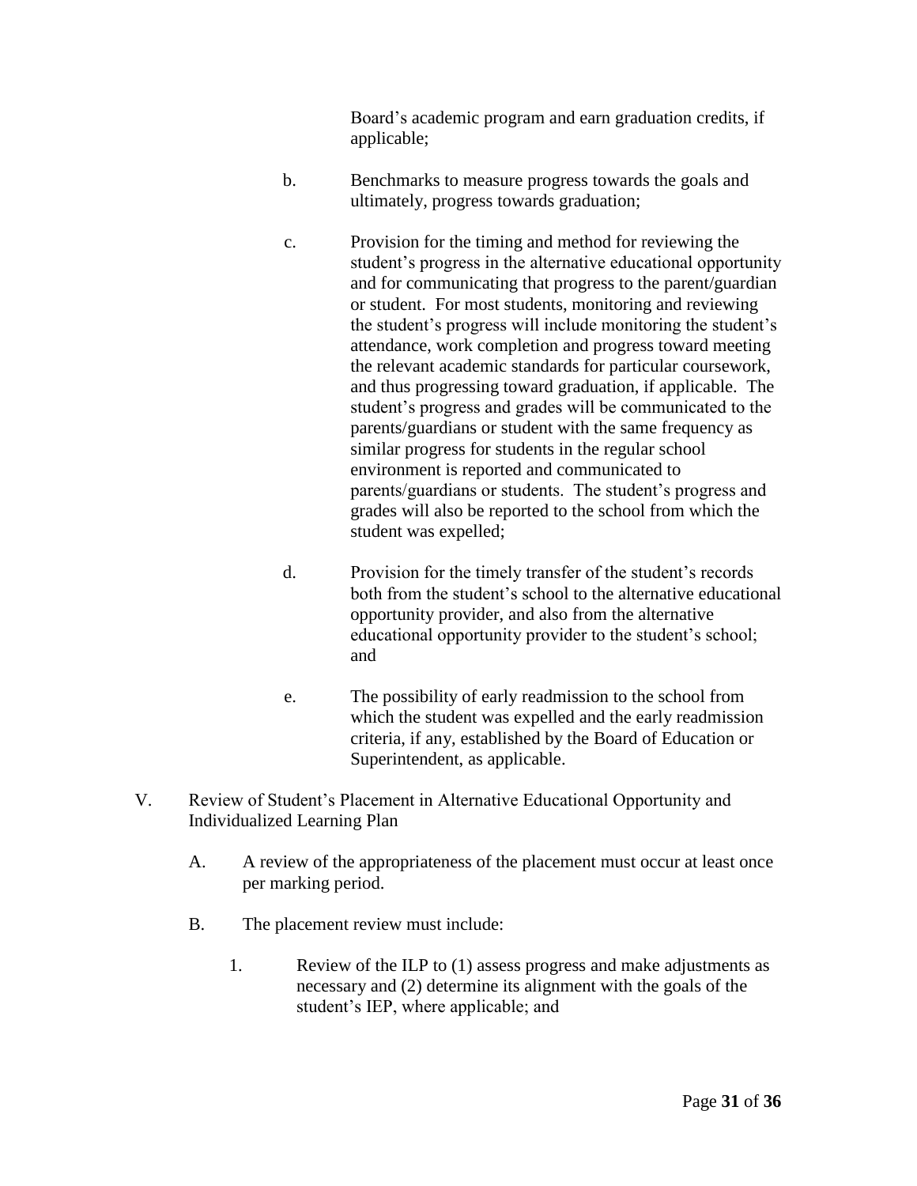Board's academic program and earn graduation credits, if applicable;

b. Benchmarks to measure progress towards the goals and ultimately, progress towards graduation;

c. Provision for the timing and method for reviewing the student's progress in the alternative educational opportunity and for communicating that progress to the parent/guardian or student. For most students, monitoring and reviewing the student's progress will include monitoring the student's attendance, work completion and progress toward meeting the relevant academic standards for particular coursework, and thus progressing toward graduation, if applicable. The student's progress and grades will be communicated to the parents/guardians or student with the same frequency as similar progress for students in the regular school environment is reported and communicated to parents/guardians or students. The student's progress and grades will also be reported to the school from which the student was expelled;

d. Provision for the timely transfer of the student's records both from the student's school to the alternative educational opportunity provider, and also from the alternative educational opportunity provider to the student's school; and

e. The possibility of early readmission to the school from which the student was expelled and the early readmission criteria, if any, established by the Board of Education or Superintendent, as applicable.

V. Review of Student's Placement in Alternative Educational Opportunity and Individualized Learning Plan

A. A review of the appropriateness of the placement must occur at least once per marking period.

B. The placement review must include:

1. Review of the ILP to (1) assess progress and make adjustments as necessary and (2) determine its alignment with the goals of the student's IEP, where applicable; and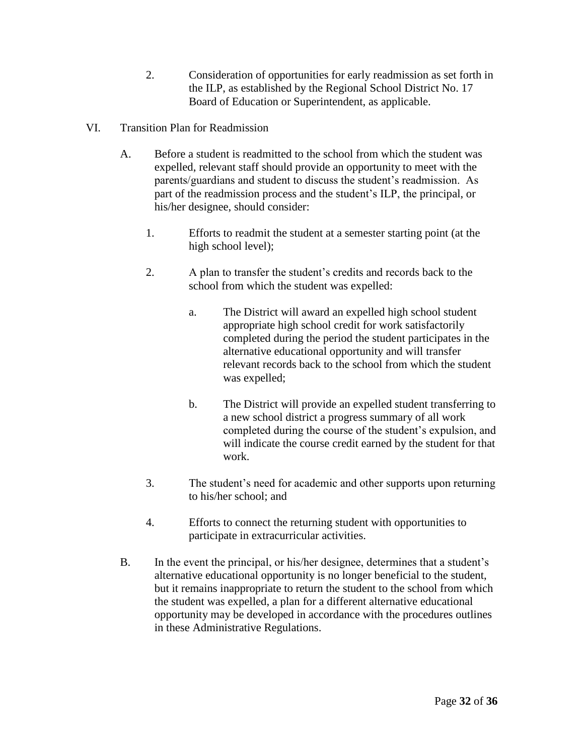2. Consideration of opportunities for early readmission as set forth in the ILP, as established by the Regional School District No. 17 Board of Education or Superintendent, as applicable.

VI. Transition Plan for Readmission

A. Before a student is readmitted to the school from which the student was expelled, relevant staff should provide an opportunity to meet with the parents/guardians and student to discuss the student's readmission. As part of the readmission process and the student's ILP, the principal, or his/her designee, should consider:

1. Efforts to readmit the student at a semester starting point (at the high school level);

2. A plan to transfer the student's credits and records back to the school from which the student was expelled:

   a. The District will award an expelled high school student appropriate high school credit for work satisfactorily completed during the period the student participates in the alternative educational opportunity and will transfer relevant records back to the school from which the student was expelled;

   b. The District will provide an expelled student transferring to a new school district a progress summary of all work completed during the course of the student's expulsion, and will indicate the course credit earned by the student for that work.

3. The student's need for academic and other supports upon returning to his/her school; and

4. Efforts to connect the returning student with opportunities to participate in extracurricular activities.

B. In the event the principal, or his/her designee, determines that a student's alternative educational opportunity is no longer beneficial to the student, but it remains inappropriate to return the student to the school from which the student was expelled, a plan for a different alternative educational opportunity may be developed in accordance with the procedures outlines in these Administrative Regulations.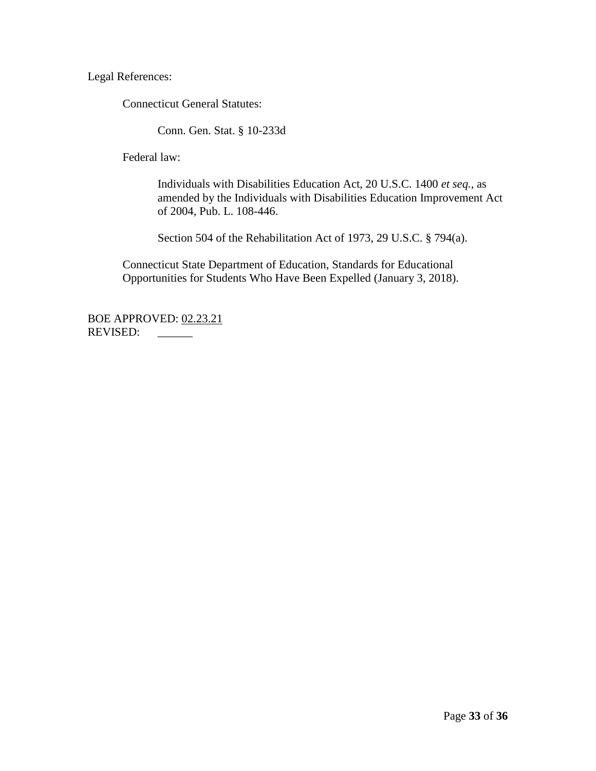Legal References:

Connecticut General Statutes:

Conn. Gen. Stat. § 10-233d

Federal law:

Individuals with Disabilities Education Act, 20 U.S.C. 1400 *et seq.*, as amended by the Individuals with Disabilities Education Improvement Act of 2004, Pub. L. 108-446.

Section 504 of the Rehabilitation Act of 1973, 29 U.S.C. § 794(a).

Connecticut State Department of Education, Standards for Educational Opportunities for Students Who Have Been Expelled (January 3, 2018).

BOE APPROVED: 02.23.21
REVISED: ______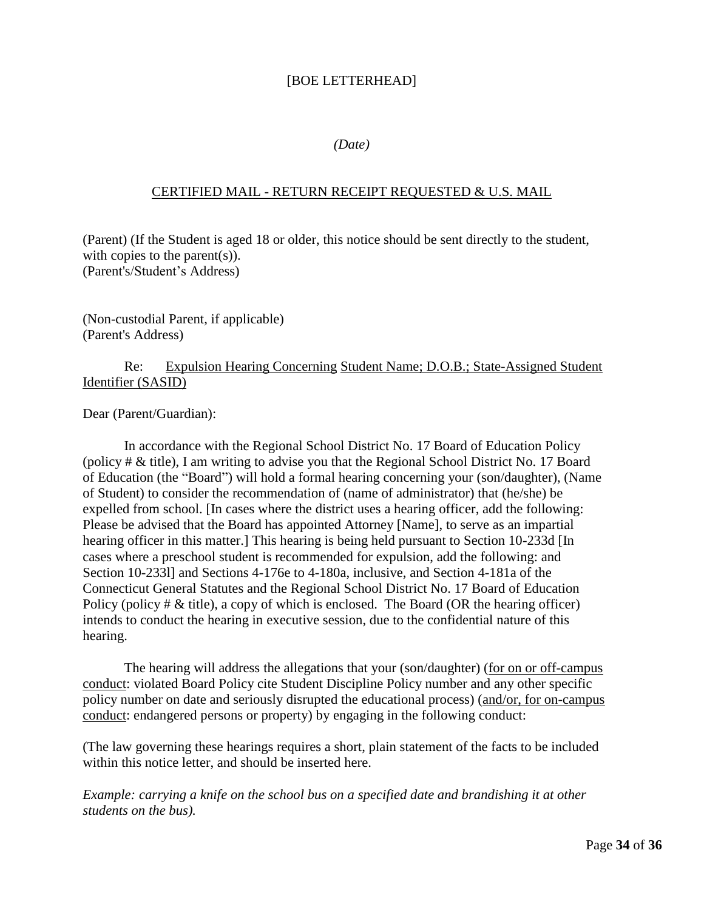[BOE LETTERHEAD]

*(Date)*

CERTIFIED MAIL - RETURN RECEIPT REQUESTED & U.S. MAIL

(Parent) (If the Student is aged 18 or older, this notice should be sent directly to the student, with copies to the parent(s)).
(Parent's/Student's Address)

(Non-custodial Parent, if applicable)
(Parent's Address)

Re: Expulsion Hearing Concerning Student Name; D.O.B.; State-Assigned Student Identifier (SASID)

Dear (Parent/Guardian):

In accordance with the Regional School District No. 17 Board of Education Policy (policy # & title), I am writing to advise you that the Regional School District No. 17 Board of Education (the "Board") will hold a formal hearing concerning your (son/daughter), (Name of Student) to consider the recommendation of (name of administrator) that (he/she) be expelled from school. [In cases where the district uses a hearing officer, add the following: Please be advised that the Board has appointed Attorney [Name], to serve as an impartial hearing officer in this matter.] This hearing is being held pursuant to Section 10-233d [In cases where a preschool student is recommended for expulsion, add the following: and Section 10-233l] and Sections 4-176e to 4-180a, inclusive, and Section 4-181a of the Connecticut General Statutes and the Regional School District No. 17 Board of Education Policy (policy # & title), a copy of which is enclosed. The Board (OR the hearing officer) intends to conduct the hearing in executive session, due to the confidential nature of this hearing.

The hearing will address the allegations that your (son/daughter) (for on or off-campus conduct: violated Board Policy cite Student Discipline Policy number and any other specific policy number on date and seriously disrupted the educational process) (and/or, for on-campus conduct: endangered persons or property) by engaging in the following conduct:

(The law governing these hearings requires a short, plain statement of the facts to be included within this notice letter, and should be inserted here.

*Example: carrying a knife on the school bus on a specified date and brandishing it at other students on the bus).*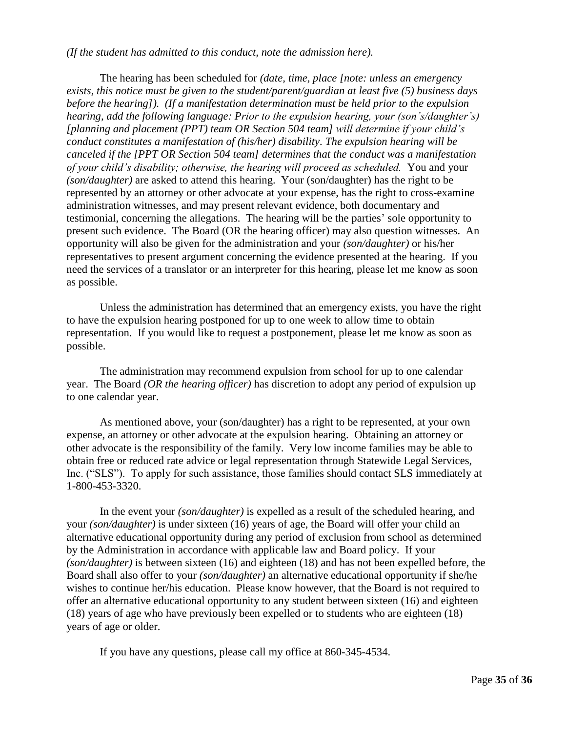*(If the student has admitted to this conduct, note the admission here).*

The hearing has been scheduled for *(date, time, place [note: unless an emergency exists, this notice must be given to the student/parent/guardian at least five (5) business days before the hearing]). (If a manifestation determination must be held prior to the expulsion hearing, add the following language: Prior to the expulsion hearing, your (son's/daughter's) [planning and placement (PPT) team OR Section 504 team] will determine if your child's conduct constitutes a manifestation of (his/her) disability. The expulsion hearing will be canceled if the [PPT OR Section 504 team] determines that the conduct was a manifestation of your child's disability; otherwise, the hearing will proceed as scheduled.* You and your *(son/daughter)* are asked to attend this hearing. Your (son/daughter) has the right to be represented by an attorney or other advocate at your expense, has the right to cross-examine administration witnesses, and may present relevant evidence, both documentary and testimonial, concerning the allegations. The hearing will be the parties' sole opportunity to present such evidence. The Board (OR the hearing officer) may also question witnesses. An opportunity will also be given for the administration and your *(son/daughter)* or his/her representatives to present argument concerning the evidence presented at the hearing. If you need the services of a translator or an interpreter for this hearing, please let me know as soon as possible.

Unless the administration has determined that an emergency exists, you have the right to have the expulsion hearing postponed for up to one week to allow time to obtain representation. If you would like to request a postponement, please let me know as soon as possible.

The administration may recommend expulsion from school for up to one calendar year. The Board *(OR the hearing officer)* has discretion to adopt any period of expulsion up to one calendar year.

As mentioned above, your (son/daughter) has a right to be represented, at your own expense, an attorney or other advocate at the expulsion hearing. Obtaining an attorney or other advocate is the responsibility of the family. Very low income families may be able to obtain free or reduced rate advice or legal representation through Statewide Legal Services, Inc. ("SLS"). To apply for such assistance, those families should contact SLS immediately at 1-800-453-3320.

In the event your *(son/daughter)* is expelled as a result of the scheduled hearing, and your *(son/daughter)* is under sixteen (16) years of age, the Board will offer your child an alternative educational opportunity during any period of exclusion from school as determined by the Administration in accordance with applicable law and Board policy. If your *(son/daughter)* is between sixteen (16) and eighteen (18) and has not been expelled before, the Board shall also offer to your *(son/daughter)* an alternative educational opportunity if she/he wishes to continue her/his education. Please know however, that the Board is not required to offer an alternative educational opportunity to any student between sixteen (16) and eighteen (18) years of age who have previously been expelled or to students who are eighteen (18) years of age or older.

If you have any questions, please call my office at 860-345-4534.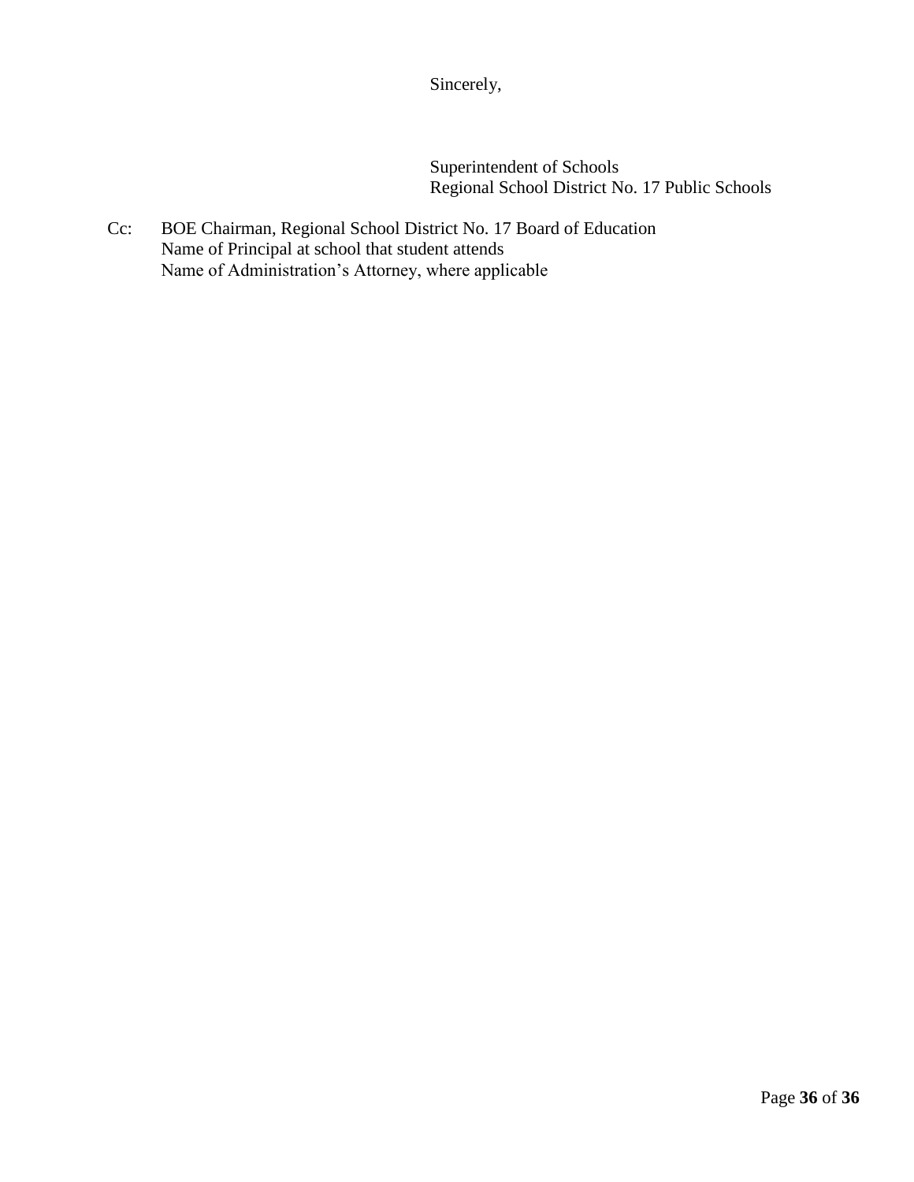Sincerely,

Superintendent of Schools
Regional School District No. 17 Public Schools

Cc: BOE Chairman, Regional School District No. 17 Board of Education
Name of Principal at school that student attends
Name of Administration's Attorney, where applicable